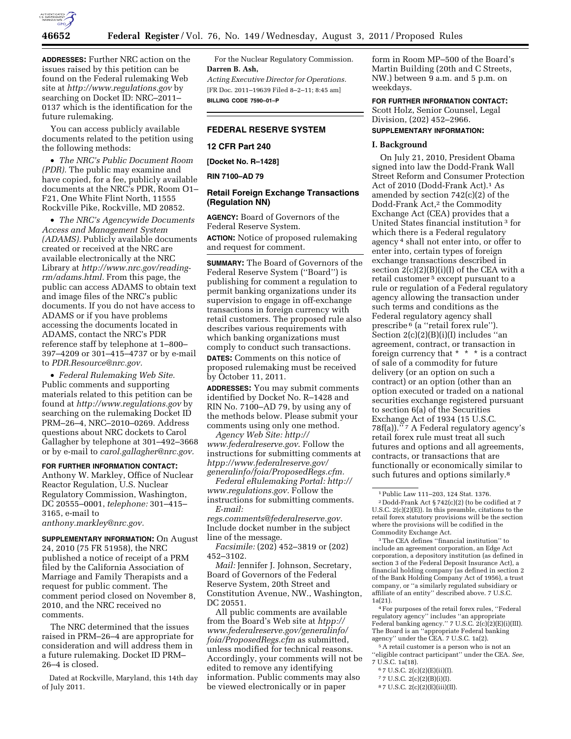**ADDRESSES:** Further NRC action on the issues raised by this petition can be found on the Federal rulemaking Web site at *http://www.regulations.gov* by searching on Docket ID: NRC–2011–0137 which is the identification for the future rulemaking.

You can access publicly available documents related to the petition using the following methods:

- *The NRC's Public Document Room (PDR).* The public may examine and have copied, for a fee, publicly available documents at the NRC's PDR, Room O1–F21, One White Flint North, 11555 Rockville Pike, Rockville, MD 20852.
- *The NRC's Agencywide Documents Access and Management System (ADAMS).* Publicly available documents created or received at the NRC are available electronically at the NRC Library at *http://www.nrc.gov/reading-rm/adams.html.* From this page, the public can access ADAMS to obtain text and image files of the NRC's public documents. If you do not have access to ADAMS or if you have problems accessing the documents located in ADAMS, contact the NRC's PDR reference staff by telephone at 1–800–397–4209 or 301–415–4737 or by e-mail to *PDR.Resource@nrc.gov.*
- *Federal Rulemaking Web Site.* Public comments and supporting materials related to this petition can be found at *http://www.regulations.gov* by searching on the rulemaking Docket ID PRM–26–4, NRC–2010–0269. Address questions about NRC dockets to Carol Gallagher by telephone at 301–492–3668 or by e-mail to *carol.gallagher@nrc.gov.*

**FOR FURTHER INFORMATION CONTACT:** Anthony W. Markley, Office of Nuclear Reactor Regulation, U.S. Nuclear Regulatory Commission, Washington, DC 20555–0001, *telephone:* 301–415–3165, e-mail to *anthony.markley@nrc.gov.*

**SUPPLEMENTARY INFORMATION:** On August 24, 2010 (75 FR 51958), the NRC published a notice of receipt of a PRM filed by the California Association of Marriage and Family Therapists and a request for public comment. The comment period closed on November 8, 2010, and the NRC received no comments.

The NRC determined that the issues raised in PRM–26–4 are appropriate for consideration and will address them in a future rulemaking. Docket ID PRM–26–4 is closed.

Dated at Rockville, Maryland, this 14th day of July 2011.

For the Nuclear Regulatory Commission.

**Darren B. Ash,**

*Acting Executive Director for Operations.*

[FR Doc. 2011–19639 Filed 8–2–11; 8:45 am]

**BILLING CODE 7590–01–P**

---

## FEDERAL RESERVE SYSTEM

### 12 CFR Part 240

**[Docket No. R–1428]**

**RIN 7100–AD 79**

### Retail Foreign Exchange Transactions (Regulation NN)

**AGENCY:** Board of Governors of the Federal Reserve System.

**ACTION:** Notice of proposed rulemaking and request for comment.

**SUMMARY:** The Board of Governors of the Federal Reserve System (''Board'') is publishing for comment a regulation to permit banking organizations under its supervision to engage in off-exchange transactions in foreign currency with retail customers. The proposed rule also describes various requirements with which banking organizations must comply to conduct such transactions.

**DATES:** Comments on this notice of proposed rulemaking must be received by October 11, 2011.

**ADDRESSES:** You may submit comments identified by Docket No. R–1428 and RIN No. 7100–AD 79, by using any of the methods below. Please submit your comments using only one method.

*Agency Web Site: http://www.federalreserve.gov.* Follow the instructions for submitting comments at *htpp://www.federalreserve.gov/generalinfo/foia/ProposedRegs.cfm.*

*Federal eRulemaking Portal: http://www.regulations.gov.* Follow the instructions for submitting comments.

*E-mail: regs.comments@federalreserve.gov.* Include docket number in the subject line of the message.

*Facsimile:* (202) 452–3819 or (202) 452–3102.

*Mail:* Jennifer J. Johnson, Secretary, Board of Governors of the Federal Reserve System, 20th Street and Constitution Avenue, NW., Washington, DC 20551.

All public comments are available from the Board's Web site at *htpp://www.federalreserve.gov/generalinfo/foia/ProposedRegs.cfm* as submitted, unless modified for technical reasons. Accordingly, your comments will not be edited to remove any identifying information. Public comments may also be viewed electronically or in paper form in Room MP–500 of the Board's Martin Building (20th and C Streets, NW.) between 9 a.m. and 5 p.m. on weekdays.

**FOR FURTHER INFORMATION CONTACT:** Scott Holz, Senior Counsel, Legal Division, (202) 452–2966.

**SUPPLEMENTARY INFORMATION:**

#### I. Background

On July 21, 2010, President Obama signed into law the Dodd-Frank Wall Street Reform and Consumer Protection Act of 2010 (Dodd-Frank Act).[1] As amended by section 742(c)(2) of the Dodd-Frank Act,[2] the Commodity Exchange Act (CEA) provides that a United States financial institution [3] for which there is a Federal regulatory agency [4] shall not enter into, or offer to enter into, certain types of foreign exchange transactions described in section 2(c)(2)(B)(i)(I) of the CEA with a retail customer [5] except pursuant to a rule or regulation of a Federal regulatory agency allowing the transaction under such terms and conditions as the Federal regulatory agency shall prescribe [6] (a ''retail forex rule''). Section 2(c)(2)(B)(i)(I) includes ''an agreement, contract, or transaction in foreign currency that * * * is a contract of sale of a commodity for future delivery (or an option on such a contract) or an option (other than an option executed or traded on a national securities exchange registered pursuant to section 6(a) of the Securities Exchange Act of 1934 (15 U.S.C. 78f(a)).'' [7] A Federal regulatory agency's retail forex rule must treat all such futures and options and all agreements, contracts, or transactions that are functionally or economically similar to such futures and options similarly.[8]

---

[1] Public Law 111–203, 124 Stat. 1376.

[2] Dodd-Frank Act § 742(c)(2) (to be codified at 7 U.S.C. 2(c)(2)(E)). In this preamble, citations to the retail forex statutory provisions will be the section where the provisions will be codified in the Commodity Exchange Act.

[3] The CEA defines ''financial institution'' to include an agreement corporation, an Edge Act corporation, a depository institution (as defined in section 3 of the Federal Deposit Insurance Act), a financial holding company (as defined in section 2 of the Bank Holding Company Act of 1956), a trust company, or ''a similarly regulated subsidiary or affiliate of an entity'' described above. 7 U.S.C. 1a(21).

[4] For purposes of the retail forex rules, ''Federal regulatory agency'' includes ''an appropriate Federal banking agency.'' 7 U.S.C. 2(c)(2)(E)(i)(III). The Board is an ''appropriate Federal banking agency'' under the CEA. 7 U.S.C. 1a(2).

[5] A retail customer is a person who is not an ''eligible contract participant'' under the CEA. *See,* 7 U.S.C. 1a(18).

[6] 7 U.S.C. 2(c)(2)(E)(ii)(I).

[7] 7 U.S.C. 2(c)(2)(B)(i)(I).

[8] 7 U.S.C. 2(c)(2)(E)(iii)(II).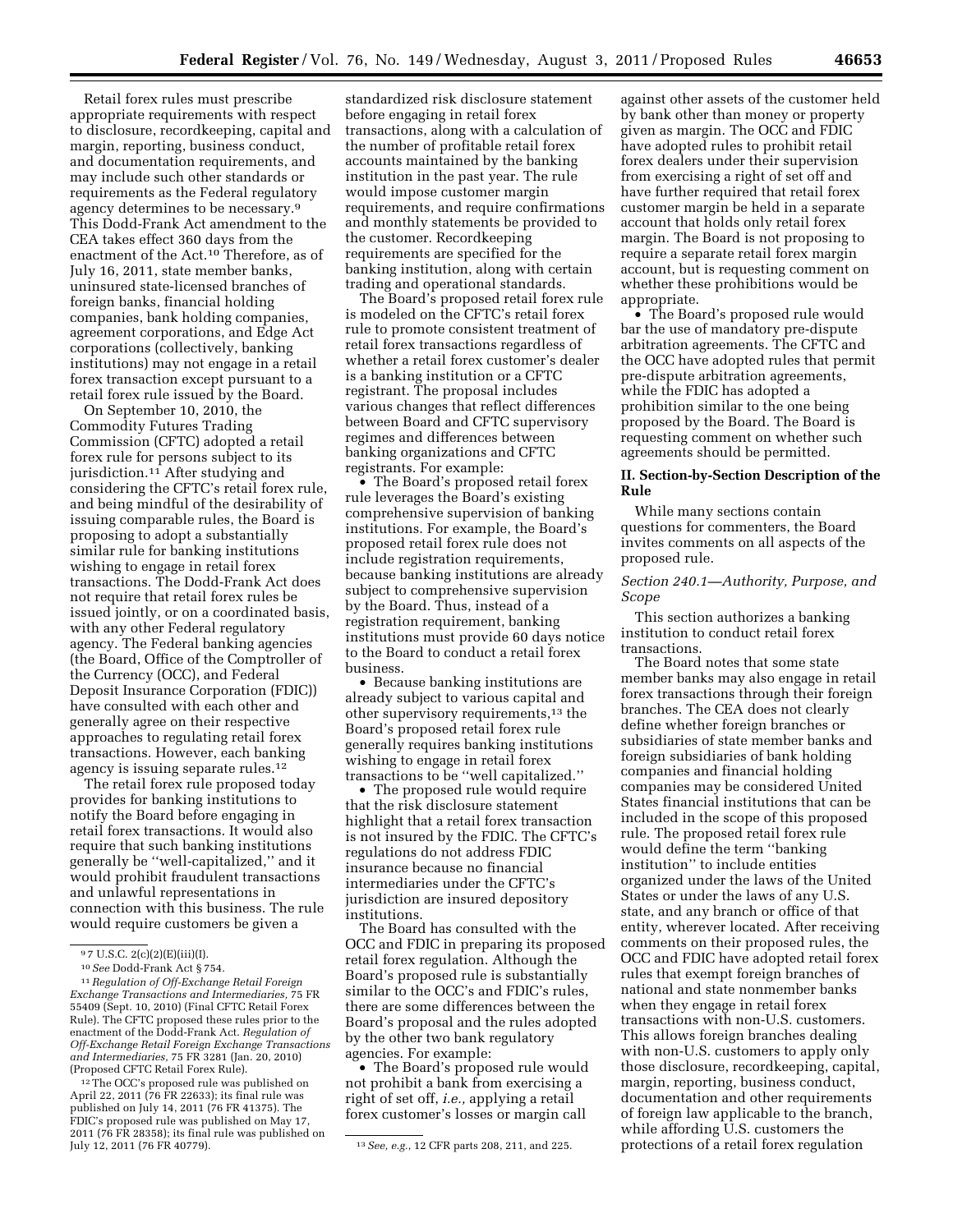Retail forex rules must prescribe appropriate requirements with respect to disclosure, recordkeeping, capital and margin, reporting, business conduct, and documentation requirements, and may include such other standards or requirements as the Federal regulatory agency determines to be necessary.[9] This Dodd-Frank Act amendment to the CEA takes effect 360 days from the enactment of the Act.[10] Therefore, as of July 16, 2011, state member banks, uninsured state-licensed branches of foreign banks, financial holding companies, bank holding companies, agreement corporations, and Edge Act corporations (collectively, banking institutions) may not engage in a retail forex transaction except pursuant to a retail forex rule issued by the Board.

On September 10, 2010, the Commodity Futures Trading Commission (CFTC) adopted a retail forex rule for persons subject to its jurisdiction.[11] After studying and considering the CFTC's retail forex rule, and being mindful of the desirability of issuing comparable rules, the Board is proposing to adopt a substantially similar rule for banking institutions wishing to engage in retail forex transactions. The Dodd-Frank Act does not require that retail forex rules be issued jointly, or on a coordinated basis, with any other Federal regulatory agency. The Federal banking agencies (the Board, Office of the Comptroller of the Currency (OCC), and Federal Deposit Insurance Corporation (FDIC)) have consulted with each other and generally agree on their respective approaches to regulating retail forex transactions. However, each banking agency is issuing separate rules.[12]

The retail forex rule proposed today provides for banking institutions to notify the Board before engaging in retail forex transactions. It would also require that such banking institutions generally be ''well-capitalized,'' and it would prohibit fraudulent transactions and unlawful representations in connection with this business. The rule would require customers be given a standardized risk disclosure statement before engaging in retail forex transactions, along with a calculation of the number of profitable retail forex accounts maintained by the banking institution in the past year. The rule would impose customer margin requirements, and require confirmations and monthly statements be provided to the customer. Recordkeeping requirements are specified for the banking institution, along with certain trading and operational standards.

The Board's proposed retail forex rule is modeled on the CFTC's retail forex rule to promote consistent treatment of retail forex transactions regardless of whether a retail forex customer's dealer is a banking institution or a CFTC registrant. The proposal includes various changes that reflect differences between Board and CFTC supervisory regimes and differences between banking organizations and CFTC registrants. For example:

- The Board's proposed retail forex rule leverages the Board's existing comprehensive supervision of banking institutions. For example, the Board's proposed retail forex rule does not include registration requirements, because banking institutions are already subject to comprehensive supervision by the Board. Thus, instead of a registration requirement, banking institutions must provide 60 days notice to the Board to conduct a retail forex business.
- Because banking institutions are already subject to various capital and other supervisory requirements,[13] the Board's proposed retail forex rule generally requires banking institutions wishing to engage in retail forex transactions to be ''well capitalized.''
- The proposed rule would require that the risk disclosure statement highlight that a retail forex transaction is not insured by the FDIC. The CFTC's regulations do not address FDIC insurance because no financial intermediaries under the CFTC's jurisdiction are insured depository institutions.

The Board has consulted with the OCC and FDIC in preparing its proposed retail forex regulation. Although the Board's proposed rule is substantially similar to the OCC's and FDIC's rules, there are some differences between the Board's proposal and the rules adopted by the other two bank regulatory agencies. For example:

- The Board's proposed rule would not prohibit a bank from exercising a right of set off, *i.e.,* applying a retail forex customer's losses or margin call against other assets of the customer held by bank other than money or property given as margin. The OCC and FDIC have adopted rules to prohibit retail forex dealers under their supervision from exercising a right of set off and have further required that retail forex customer margin be held in a separate account that holds only retail forex margin. The Board is not proposing to require a separate retail forex margin account, but is requesting comment on whether these prohibitions would be appropriate.
- The Board's proposed rule would bar the use of mandatory pre-dispute arbitration agreements. The CFTC and the OCC have adopted rules that permit pre-dispute arbitration agreements, while the FDIC has adopted a prohibition similar to the one being proposed by the Board. The Board is requesting comment on whether such agreements should be permitted.

## II. Section-by-Section Description of the Rule

While many sections contain questions for commenters, the Board invites comments on all aspects of the proposed rule.

### *Section 240.1—Authority, Purpose, and Scope*

This section authorizes a banking institution to conduct retail forex transactions.

The Board notes that some state member banks may also engage in retail forex transactions through their foreign branches. The CEA does not clearly define whether foreign branches or subsidiaries of state member banks and foreign subsidiaries of bank holding companies and financial holding companies may be considered United States financial institutions that can be included in the scope of this proposed rule. The proposed retail forex rule would define the term ''banking institution'' to include entities organized under the laws of the United States or under the laws of any U.S. state, and any branch or office of that entity, wherever located. After receiving comments on their proposed rules, the OCC and FDIC have adopted retail forex rules that exempt foreign branches of national and state nonmember banks when they engage in retail forex transactions with non-U.S. customers. This allows foreign branches dealing with non-U.S. customers to apply only those disclosure, recordkeeping, capital, margin, reporting, business conduct, documentation and other requirements of foreign law applicable to the branch, while affording U.S. customers the protections of a retail forex regulation

---

[9] 7 U.S.C. 2(c)(2)(E)(iii)(I).

[10] *See* Dodd-Frank Act § 754.

[11] *Regulation of Off-Exchange Retail Foreign Exchange Transactions and Intermediaries,* 75 FR 55409 (Sept. 10, 2010) (Final CFTC Retail Forex Rule). The CFTC proposed these rules prior to the enactment of the Dodd-Frank Act. *Regulation of Off-Exchange Retail Foreign Exchange Transactions and Intermediaries,* 75 FR 3281 (Jan. 20, 2010) (Proposed CFTC Retail Forex Rule).

[12] The OCC's proposed rule was published on April 22, 2011 (76 FR 22633); its final rule was published on July 14, 2011 (76 FR 41375). The FDIC's proposed rule was published on May 17, 2011 (76 FR 28358); its final rule was published on July 12, 2011 (76 FR 40779).

[13] *See, e.g.,* 12 CFR parts 208, 211, and 225.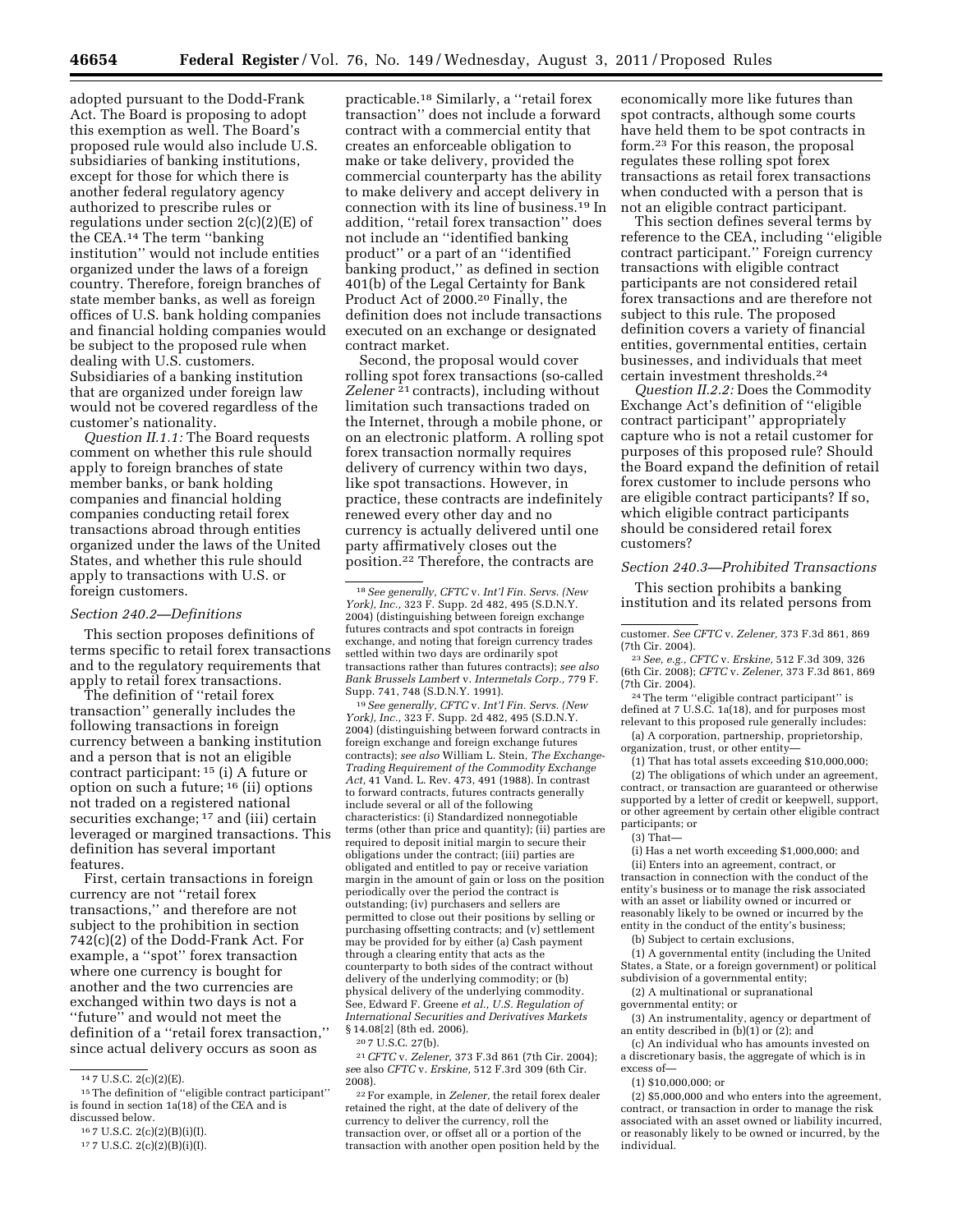adopted pursuant to the Dodd-Frank Act. The Board is proposing to adopt this exemption as well. The Board's proposed rule would also include U.S. subsidiaries of banking institutions, except for those for which there is another federal regulatory agency authorized to prescribe rules or regulations under section 2(c)(2)(E) of the CEA.[14] The term ''banking institution'' would not include entities organized under the laws of a foreign country. Therefore, foreign branches of state member banks, as well as foreign offices of U.S. bank holding companies and financial holding companies would be subject to the proposed rule when dealing with U.S. customers. Subsidiaries of a banking institution that are organized under foreign law would not be covered regardless of the customer's nationality.

*Question II.1.1:* The Board requests comment on whether this rule should apply to foreign branches of state member banks, or bank holding companies and financial holding companies conducting retail forex transactions abroad through entities organized under the laws of the United States, and whether this rule should apply to transactions with U.S. or foreign customers.

*Section 240.2—Definitions*

This section proposes definitions of terms specific to retail forex transactions and to the regulatory requirements that apply to retail forex transactions.

The definition of ''retail forex transaction'' generally includes the following transactions in foreign currency between a banking institution and a person that is not an eligible contract participant: [15] (i) A future or option on such a future; [16] (ii) options not traded on a registered national securities exchange; [17] and (iii) certain leveraged or margined transactions. This definition has several important features.

First, certain transactions in foreign currency are not ''retail forex transactions,'' and therefore are not subject to the prohibition in section 742(c)(2) of the Dodd-Frank Act. For example, a ''spot'' forex transaction where one currency is bought for another and the two currencies are exchanged within two days is not a ''future'' and would not meet the definition of a ''retail forex transaction,'' since actual delivery occurs as soon as practicable.[18] Similarly, a ''retail forex transaction'' does not include a forward contract with a commercial entity that creates an enforceable obligation to make or take delivery, provided the commercial counterparty has the ability to make delivery and accept delivery in connection with its line of business.[19] In addition, ''retail forex transaction'' does not include an ''identified banking product'' or a part of an ''identified banking product,'' as defined in section 401(b) of the Legal Certainty for Bank Product Act of 2000.[20] Finally, the definition does not include transactions executed on an exchange or designated contract market.

Second, the proposal would cover rolling spot forex transactions (so-called *Zelener* [21] contracts), including without limitation such transactions traded on the Internet, through a mobile phone, or on an electronic platform. A rolling spot forex transaction normally requires delivery of currency within two days, like spot transactions. However, in practice, these contracts are indefinitely renewed every other day and no currency is actually delivered until one party affirmatively closes out the position.[22] Therefore, the contracts are economically more like futures than spot contracts, although some courts have held them to be spot contracts in form.[23] For this reason, the proposal regulates these rolling spot forex transactions as retail forex transactions when conducted with a person that is not an eligible contract participant.

This section defines several terms by reference to the CEA, including ''eligible contract participant.'' Foreign currency transactions with eligible contract participants are not considered retail forex transactions and are therefore not subject to this rule. The proposed definition covers a variety of financial entities, governmental entities, certain businesses, and individuals that meet certain investment thresholds.[24]

*Question II.2.2:* Does the Commodity Exchange Act's definition of ''eligible contract participant'' appropriately capture who is not a retail customer for purposes of this proposed rule? Should the Board expand the definition of retail forex customer to include persons who are eligible contract participants? If so, which eligible contract participants should be considered retail forex customers?

*Section 240.3—Prohibited Transactions*

This section prohibits a banking institution and its related persons from

---

[14] 7 U.S.C. 2(c)(2)(E).

[15] The definition of ''eligible contract participant'' is found in section 1a(18) of the CEA and is discussed below.

[16] 7 U.S.C. 2(c)(2)(B)(i)(I).

[17] 7 U.S.C. 2(c)(2)(B)(i)(I).

[18] *See generally, CFTC* v. *Int'l Fin. Servs. (New York), Inc.,* 323 F. Supp. 2d 482, 495 (S.D.N.Y. 2004) (distinguishing between foreign exchange futures contracts and spot contracts in foreign exchange, and noting that foreign currency trades settled within two days are ordinarily spot transactions rather than futures contracts); *see also Bank Brussels Lambert* v. *Intermetals Corp.,* 779 F. Supp. 741, 748 (S.D.N.Y. 1991).

[19] *See generally, CFTC* v. *Int'l Fin. Servs. (New York), Inc.,* 323 F. Supp. 2d 482, 495 (S.D.N.Y. 2004) (distinguishing between forward contracts in foreign exchange and foreign exchange futures contracts); *see also* William L. Stein, *The Exchange-Trading Requirement of the Commodity Exchange Act,* 41 Vand. L. Rev. 473, 491 (1988). In contrast to forward contracts, futures contracts generally include several or all of the following characteristics: (i) Standardized nonnegotiable terms (other than price and quantity); (ii) parties are required to deposit initial margin to secure their obligations under the contract; (iii) parties are obligated and entitled to pay or receive variation margin in the amount of gain or loss on the position periodically over the period the contract is outstanding; (iv) purchasers and sellers are permitted to close out their positions by selling or purchasing offsetting contracts; and (v) settlement may be provided for by either (a) Cash payment through a clearing entity that acts as the counterparty to both sides of the contract without delivery of the underlying commodity; or (b) physical delivery of the underlying commodity. See, Edward F. Greene *et al., U.S. Regulation of International Securities and Derivatives Markets* § 14.08[2] (8th ed. 2006).

[20] 7 U.S.C. 27(b).

[21] *CFTC* v. *Zelener,* 373 F.3d 861 (7th Cir. 2004); *see* also *CFTC* v. *Erskine,* 512 F.3rd 309 (6th Cir. 2008).

[22] For example, in *Zelener,* the retail forex dealer retained the right, at the date of delivery of the currency to deliver the currency, roll the transaction over, or offset all or a portion of the transaction with another open position held by the customer. *See CFTC* v. *Zelener,* 373 F.3d 861, 869 (7th Cir. 2004).

[23] *See, e.g., CFTC* v. *Erskine,* 512 F.3d 309, 326 (6th Cir. 2008); *CFTC* v. *Zelener,* 373 F.3d 861, 869 (7th Cir. 2004).

[24] The term ''eligible contract participant'' is defined at 7 U.S.C. 1a(18), and for purposes most relevant to this proposed rule generally includes:

(a) A corporation, partnership, proprietorship, organization, trust, or other entity—

(1) That has total assets exceeding $10,000,000;

(2) The obligations of which under an agreement, contract, or transaction are guaranteed or otherwise supported by a letter of credit or keepwell, support, or other agreement by certain other eligible contract participants; or

(3) That—

(i) Has a net worth exceeding $1,000,000; and

(ii) Enters into an agreement, contract, or transaction in connection with the conduct of the entity's business or to manage the risk associated with an asset or liability owned or incurred or reasonably likely to be owned or incurred by the entity in the conduct of the entity's business;

(b) Subject to certain exclusions,

(1) A governmental entity (including the United States, a State, or a foreign government) or political subdivision of a governmental entity;

(2) A multinational or supranational governmental entity; or

(3) An instrumentality, agency or department of an entity described in (b)(1) or (2); and

(c) An individual who has amounts invested on a discretionary basis, the aggregate of which is in excess of—

(1) $10,000,000; or

(2) $5,000,000 and who enters into the agreement, contract, or transaction in order to manage the risk associated with an asset owned or liability incurred, or reasonably likely to be owned or incurred, by the individual.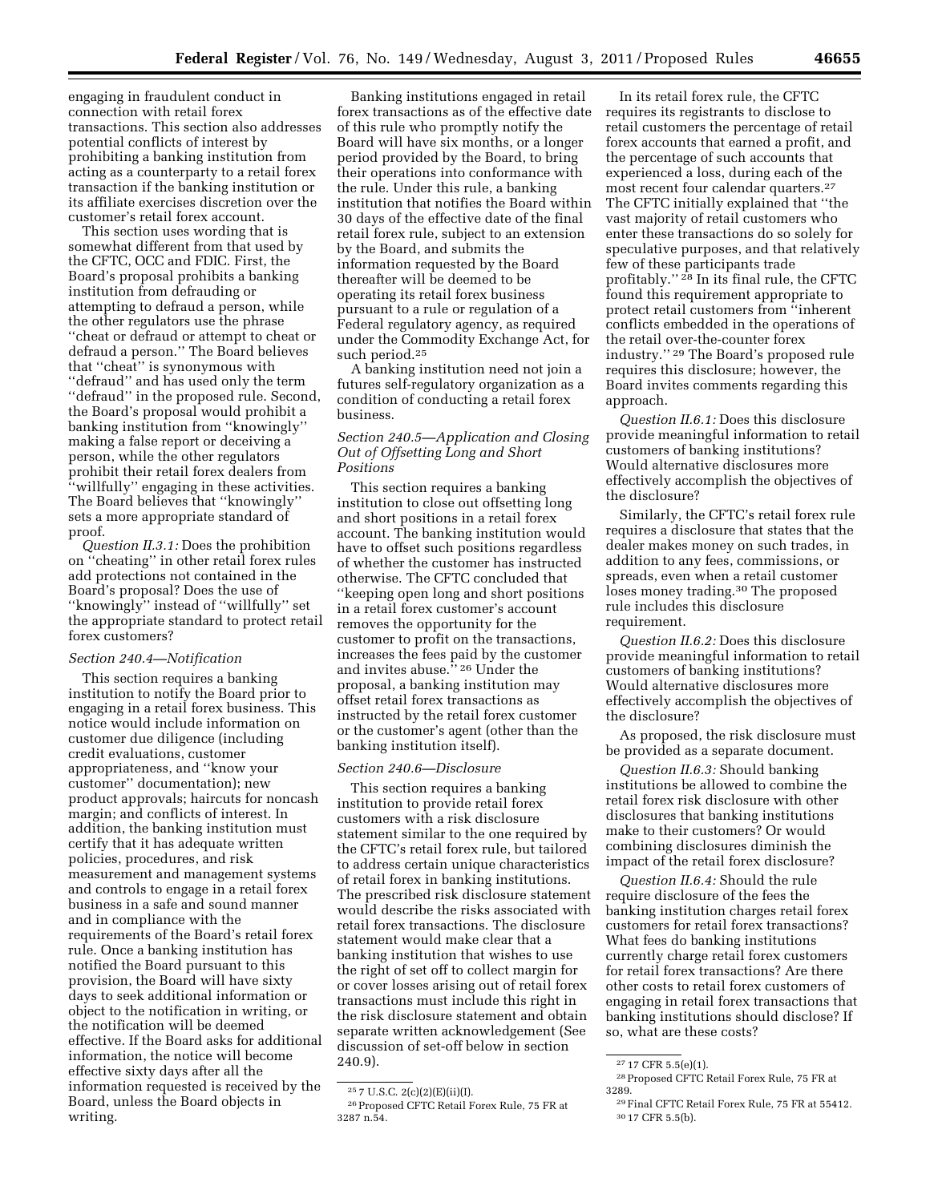engaging in fraudulent conduct in connection with retail forex transactions. This section also addresses potential conflicts of interest by prohibiting a banking institution from acting as a counterparty to a retail forex transaction if the banking institution or its affiliate exercises discretion over the customer's retail forex account.

This section uses wording that is somewhat different from that used by the CFTC, OCC and FDIC. First, the Board's proposal prohibits a banking institution from defrauding or attempting to defraud a person, while the other regulators use the phrase ''cheat or defraud or attempt to cheat or defraud a person.'' The Board believes that ''cheat'' is synonymous with ''defraud'' and has used only the term ''defraud'' in the proposed rule. Second, the Board's proposal would prohibit a banking institution from ''knowingly'' making a false report or deceiving a person, while the other regulators prohibit their retail forex dealers from ''willfully'' engaging in these activities. The Board believes that ''knowingly'' sets a more appropriate standard of proof.

*Question II.3.1:* Does the prohibition on ''cheating'' in other retail forex rules add protections not contained in the Board's proposal? Does the use of ''knowingly'' instead of ''willfully'' set the appropriate standard to protect retail forex customers?

*Section 240.4—Notification*

This section requires a banking institution to notify the Board prior to engaging in a retail forex business. This notice would include information on customer due diligence (including credit evaluations, customer appropriateness, and ''know your customer'' documentation); new product approvals; haircuts for noncash margin; and conflicts of interest. In addition, the banking institution must certify that it has adequate written policies, procedures, and risk measurement and management systems and controls to engage in a retail forex business in a safe and sound manner and in compliance with the requirements of the Board's retail forex rule. Once a banking institution has notified the Board pursuant to this provision, the Board will have sixty days to seek additional information or object to the notification in writing, or the notification will be deemed effective. If the Board asks for additional information, the notice will become effective sixty days after all the information requested is received by the Board, unless the Board objects in writing.

Banking institutions engaged in retail forex transactions as of the effective date of this rule who promptly notify the Board will have six months, or a longer period provided by the Board, to bring their operations into conformance with the rule. Under this rule, a banking institution that notifies the Board within 30 days of the effective date of the final retail forex rule, subject to an extension by the Board, and submits the information requested by the Board thereafter will be deemed to be operating its retail forex business pursuant to a rule or regulation of a Federal regulatory agency, as required under the Commodity Exchange Act, for such period.[25]

A banking institution need not join a futures self-regulatory organization as a condition of conducting a retail forex business.

*Section 240.5—Application and Closing Out of Offsetting Long and Short Positions*

This section requires a banking institution to close out offsetting long and short positions in a retail forex account. The banking institution would have to offset such positions regardless of whether the customer has instructed otherwise. The CFTC concluded that ''keeping open long and short positions in a retail forex customer's account removes the opportunity for the customer to profit on the transactions, increases the fees paid by the customer and invites abuse.''[26] Under the proposal, a banking institution may offset retail forex transactions as instructed by the retail forex customer or the customer's agent (other than the banking institution itself).

*Section 240.6—Disclosure*

This section requires a banking institution to provide retail forex customers with a risk disclosure statement similar to the one required by the CFTC's retail forex rule, but tailored to address certain unique characteristics of retail forex in banking institutions. The prescribed risk disclosure statement would describe the risks associated with retail forex transactions. The disclosure statement would make clear that a banking institution that wishes to use the right of set off to collect margin for or cover losses arising out of retail forex transactions must include this right in the risk disclosure statement and obtain separate written acknowledgement (See discussion of set-off below in section 240.9).

In its retail forex rule, the CFTC requires its registrants to disclose to retail customers the percentage of retail forex accounts that earned a profit, and the percentage of such accounts that experienced a loss, during each of the most recent four calendar quarters.[27] The CFTC initially explained that ''the vast majority of retail customers who enter these transactions do so solely for speculative purposes, and that relatively few of these participants trade profitably.''[28] In its final rule, the CFTC found this requirement appropriate to protect retail customers from ''inherent conflicts embedded in the operations of the retail over-the-counter forex industry.''[29] The Board's proposed rule requires this disclosure; however, the Board invites comments regarding this approach.

*Question II.6.1:* Does this disclosure provide meaningful information to retail customers of banking institutions? Would alternative disclosures more effectively accomplish the objectives of the disclosure?

Similarly, the CFTC's retail forex rule requires a disclosure that states that the dealer makes money on such trades, in addition to any fees, commissions, or spreads, even when a retail customer loses money trading.[30] The proposed rule includes this disclosure requirement.

*Question II.6.2:* Does this disclosure provide meaningful information to retail customers of banking institutions? Would alternative disclosures more effectively accomplish the objectives of the disclosure?

As proposed, the risk disclosure must be provided as a separate document.

*Question II.6.3:* Should banking institutions be allowed to combine the retail forex risk disclosure with other disclosures that banking institutions make to their customers? Or would combining disclosures diminish the impact of the retail forex disclosure?

*Question II.6.4:* Should the rule require disclosure of the fees the banking institution charges retail forex customers for retail forex transactions? What fees do banking institutions currently charge retail forex customers for retail forex transactions? Are there other costs to retail forex customers of engaging in retail forex transactions that banking institutions should disclose? If so, what are these costs?

---

[25] 7 U.S.C. 2(c)(2)(E)(ii)(I).

[26] Proposed CFTC Retail Forex Rule, 75 FR at 3287 n.54.

[27] 17 CFR 5.5(e)(1).

[28] Proposed CFTC Retail Forex Rule, 75 FR at 3289.

[29] Final CFTC Retail Forex Rule, 75 FR at 55412.

[30] 17 CFR 5.5(b).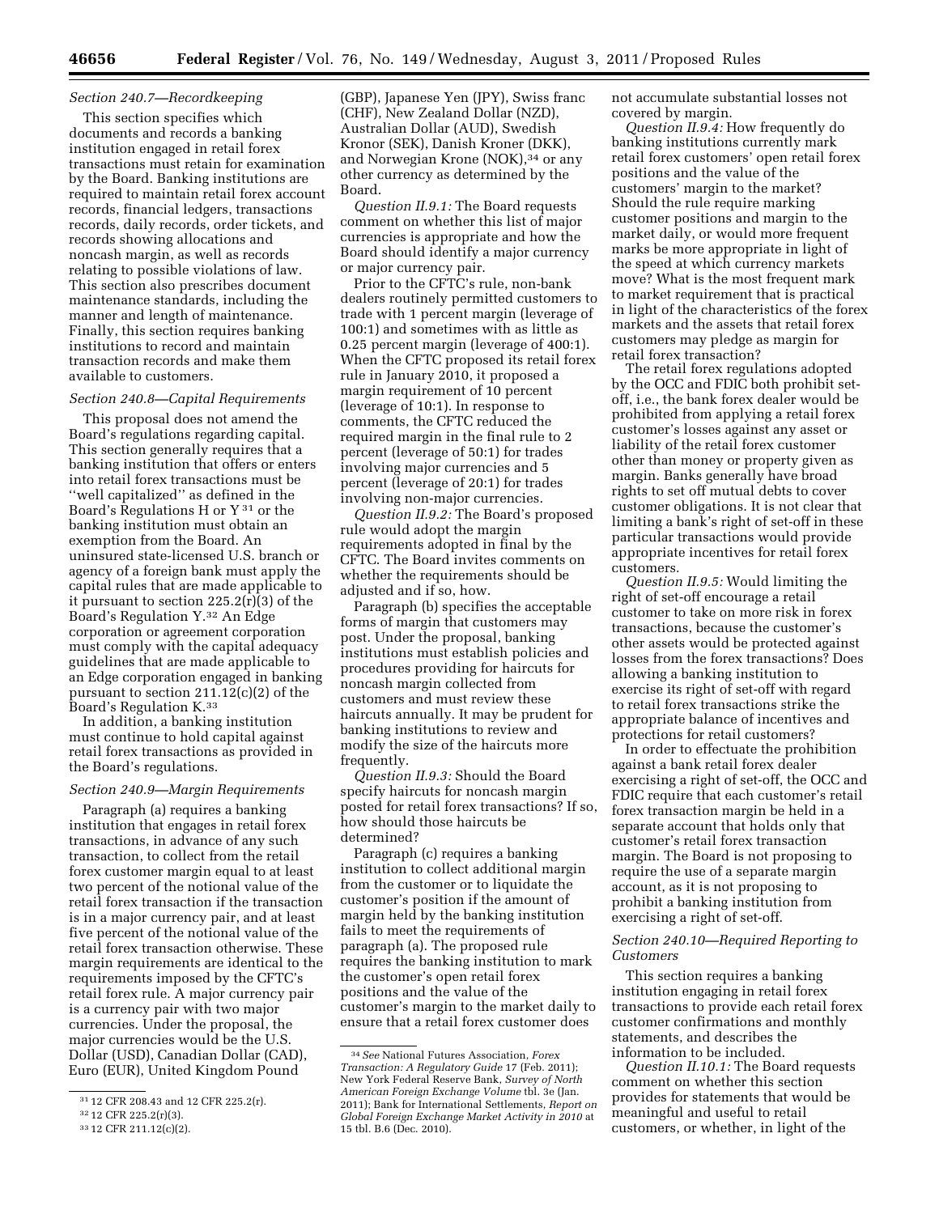*Section 240.7—Recordkeeping*

This section specifies which documents and records a banking institution engaged in retail forex transactions must retain for examination by the Board. Banking institutions are required to maintain retail forex account records, financial ledgers, transactions records, daily records, order tickets, and records showing allocations and noncash margin, as well as records relating to possible violations of law. This section also prescribes document maintenance standards, including the manner and length of maintenance. Finally, this section requires banking institutions to record and maintain transaction records and make them available to customers.

*Section 240.8—Capital Requirements*

This proposal does not amend the Board's regulations regarding capital. This section generally requires that a banking institution that offers or enters into retail forex transactions must be ''well capitalized'' as defined in the Board's Regulations H or Y [31] or the banking institution must obtain an exemption from the Board. An uninsured state-licensed U.S. branch or agency of a foreign bank must apply the capital rules that are made applicable to it pursuant to section 225.2(r)(3) of the Board's Regulation Y.[32] An Edge corporation or agreement corporation must comply with the capital adequacy guidelines that are made applicable to an Edge corporation engaged in banking pursuant to section 211.12(c)(2) of the Board's Regulation K.[33]

In addition, a banking institution must continue to hold capital against retail forex transactions as provided in the Board's regulations.

*Section 240.9—Margin Requirements*

Paragraph (a) requires a banking institution that engages in retail forex transactions, in advance of any such transaction, to collect from the retail forex customer margin equal to at least two percent of the notional value of the retail forex transaction if the transaction is in a major currency pair, and at least five percent of the notional value of the retail forex transaction otherwise. These margin requirements are identical to the requirements imposed by the CFTC's retail forex rule. A major currency pair is a currency pair with two major currencies. Under the proposal, the major currencies would be the U.S. Dollar (USD), Canadian Dollar (CAD), Euro (EUR), United Kingdom Pound (GBP), Japanese Yen (JPY), Swiss franc (CHF), New Zealand Dollar (NZD), Australian Dollar (AUD), Swedish Kronor (SEK), Danish Kroner (DKK), and Norwegian Krone (NOK),[34] or any other currency as determined by the Board.

*Question II.9.1:* The Board requests comment on whether this list of major currencies is appropriate and how the Board should identify a major currency or major currency pair.

Prior to the CFTC's rule, non-bank dealers routinely permitted customers to trade with 1 percent margin (leverage of 100:1) and sometimes with as little as 0.25 percent margin (leverage of 400:1). When the CFTC proposed its retail forex rule in January 2010, it proposed a margin requirement of 10 percent (leverage of 10:1). In response to comments, the CFTC reduced the required margin in the final rule to 2 percent (leverage of 50:1) for trades involving major currencies and 5 percent (leverage of 20:1) for trades involving non-major currencies.

*Question II.9.2:* The Board's proposed rule would adopt the margin requirements adopted in final by the CFTC. The Board invites comments on whether the requirements should be adjusted and if so, how.

Paragraph (b) specifies the acceptable forms of margin that customers may post. Under the proposal, banking institutions must establish policies and procedures providing for haircuts for noncash margin collected from customers and must review these haircuts annually. It may be prudent for banking institutions to review and modify the size of the haircuts more frequently.

*Question II.9.3:* Should the Board specify haircuts for noncash margin posted for retail forex transactions? If so, how should those haircuts be determined?

Paragraph (c) requires a banking institution to collect additional margin from the customer or to liquidate the customer's position if the amount of margin held by the banking institution fails to meet the requirements of paragraph (a). The proposed rule requires the banking institution to mark the customer's open retail forex positions and the value of the customer's margin to the market daily to ensure that a retail forex customer does not accumulate substantial losses not covered by margin.

*Question II.9.4:* How frequently do banking institutions currently mark retail forex customers' open retail forex positions and the value of the customers' margin to the market? Should the rule require marking customer positions and margin to the market daily, or would more frequent marks be more appropriate in light of the speed at which currency markets move? What is the most frequent mark to market requirement that is practical in light of the characteristics of the forex markets and the assets that retail forex customers may pledge as margin for retail forex transaction?

The retail forex regulations adopted by the OCC and FDIC both prohibit set-off, i.e., the bank forex dealer would be prohibited from applying a retail forex customer's losses against any asset or liability of the retail forex customer other than money or property given as margin. Banks generally have broad rights to set off mutual debts to cover customer obligations. It is not clear that limiting a bank's right of set-off in these particular transactions would provide appropriate incentives for retail forex customers.

*Question II.9.5:* Would limiting the right of set-off encourage a retail customer to take on more risk in forex transactions, because the customer's other assets would be protected against losses from the forex transactions? Does allowing a banking institution to exercise its right of set-off with regard to retail forex transactions strike the appropriate balance of incentives and protections for retail customers?

In order to effectuate the prohibition against a bank retail forex dealer exercising a right of set-off, the OCC and FDIC require that each customer's retail forex transaction margin be held in a separate account that holds only that customer's retail forex transaction margin. The Board is not proposing to require the use of a separate margin account, as it is not proposing to prohibit a banking institution from exercising a right of set-off.

*Section 240.10—Required Reporting to Customers*

This section requires a banking institution engaging in retail forex transactions to provide each retail forex customer confirmations and monthly statements, and describes the information to be included.

*Question II.10.1:* The Board requests comment on whether this section provides for statements that would be meaningful and useful to retail customers, or whether, in light of the

---

[31] 12 CFR 208.43 and 12 CFR 225.2(r).

[32] 12 CFR 225.2(r)(3).

[33] 12 CFR 211.12(c)(2).

[34] *See* National Futures Association, *Forex Transaction: A Regulatory Guide* 17 (Feb. 2011); New York Federal Reserve Bank, *Survey of North American Foreign Exchange Volume* tbl. 3e (Jan. 2011); Bank for International Settlements, *Report on Global Foreign Exchange Market Activity in 2010* at 15 tbl. B.6 (Dec. 2010).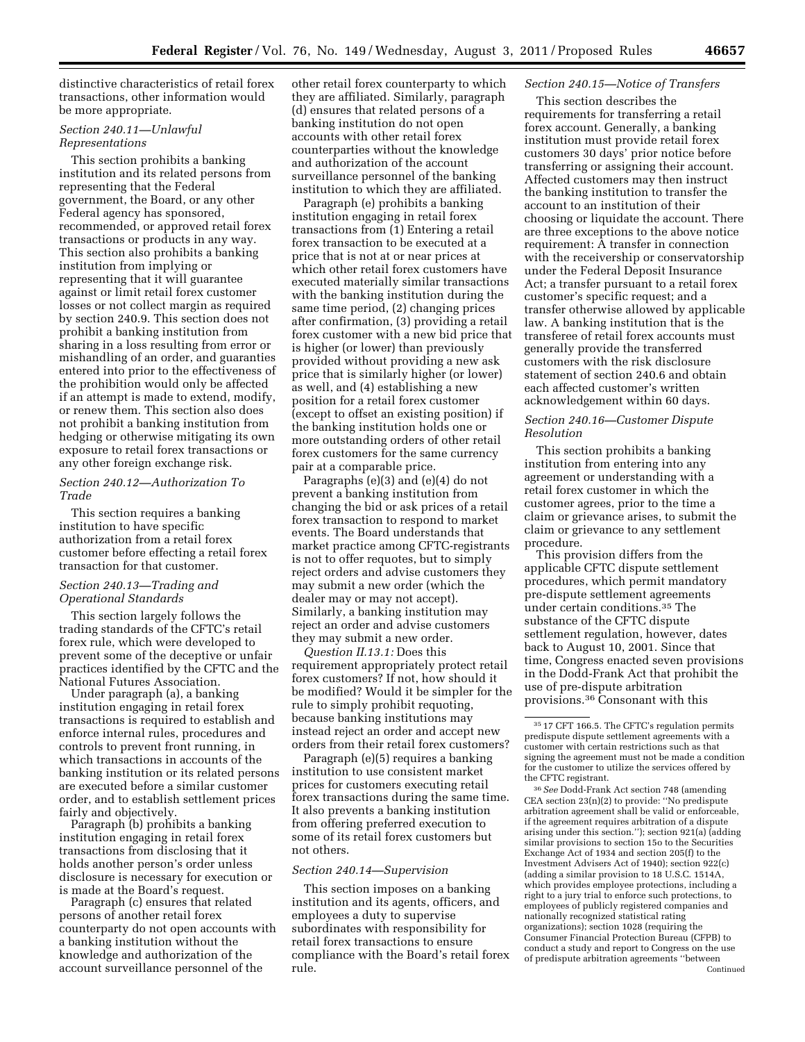distinctive characteristics of retail forex transactions, other information would be more appropriate.

*Section 240.11—Unlawful Representations*

This section prohibits a banking institution and its related persons from representing that the Federal government, the Board, or any other Federal agency has sponsored, recommended, or approved retail forex transactions or products in any way. This section also prohibits a banking institution from implying or representing that it will guarantee against or limit retail forex customer losses or not collect margin as required by section 240.9. This section does not prohibit a banking institution from sharing in a loss resulting from error or mishandling of an order, and guaranties entered into prior to the effectiveness of the prohibition would only be affected if an attempt is made to extend, modify, or renew them. This section also does not prohibit a banking institution from hedging or otherwise mitigating its own exposure to retail forex transactions or any other foreign exchange risk.

*Section 240.12—Authorization To Trade*

This section requires a banking institution to have specific authorization from a retail forex customer before effecting a retail forex transaction for that customer.

*Section 240.13—Trading and Operational Standards*

This section largely follows the trading standards of the CFTC's retail forex rule, which were developed to prevent some of the deceptive or unfair practices identified by the CFTC and the National Futures Association.

Under paragraph (a), a banking institution engaging in retail forex transactions is required to establish and enforce internal rules, procedures and controls to prevent front running, in which transactions in accounts of the banking institution or its related persons are executed before a similar customer order, and to establish settlement prices fairly and objectively.

Paragraph (b) prohibits a banking institution engaging in retail forex transactions from disclosing that it holds another person's order unless disclosure is necessary for execution or is made at the Board's request.

Paragraph (c) ensures that related persons of another retail forex counterparty do not open accounts with a banking institution without the knowledge and authorization of the account surveillance personnel of the other retail forex counterparty to which they are affiliated. Similarly, paragraph (d) ensures that related persons of a banking institution do not open accounts with other retail forex counterparties without the knowledge and authorization of the account surveillance personnel of the banking institution to which they are affiliated.

Paragraph (e) prohibits a banking institution engaging in retail forex transactions from (1) Entering a retail forex transaction to be executed at a price that is not at or near prices at which other retail forex customers have executed materially similar transactions with the banking institution during the same time period, (2) changing prices after confirmation, (3) providing a retail forex customer with a new bid price that is higher (or lower) than previously provided without providing a new ask price that is similarly higher (or lower) as well, and (4) establishing a new position for a retail forex customer (except to offset an existing position) if the banking institution holds one or more outstanding orders of other retail forex customers for the same currency pair at a comparable price.

Paragraphs (e)(3) and (e)(4) do not prevent a banking institution from changing the bid or ask prices of a retail forex transaction to respond to market events. The Board understands that market practice among CFTC-registrants is not to offer requotes, but to simply reject orders and advise customers they may submit a new order (which the dealer may or may not accept). Similarly, a banking institution may reject an order and advise customers they may submit a new order.

*Question II.13.1:* Does this requirement appropriately protect retail forex customers? If not, how should it be modified? Would it be simpler for the rule to simply prohibit requoting, because banking institutions may instead reject an order and accept new orders from their retail forex customers?

Paragraph (e)(5) requires a banking institution to use consistent market prices for customers executing retail forex transactions during the same time. It also prevents a banking institution from offering preferred execution to some of its retail forex customers but not others.

*Section 240.14—Supervision*

This section imposes on a banking institution and its agents, officers, and employees a duty to supervise subordinates with responsibility for retail forex transactions to ensure compliance with the Board's retail forex rule.

*Section 240.15—Notice of Transfers*

This section describes the requirements for transferring a retail forex account. Generally, a banking institution must provide retail forex customers 30 days' prior notice before transferring or assigning their account. Affected customers may then instruct the banking institution to transfer the account to an institution of their choosing or liquidate the account. There are three exceptions to the above notice requirement: A transfer in connection with the receivership or conservatorship under the Federal Deposit Insurance Act; a transfer pursuant to a retail forex customer's specific request; and a transfer otherwise allowed by applicable law. A banking institution that is the transferee of retail forex accounts must generally provide the transferred customers with the risk disclosure statement of section 240.6 and obtain each affected customer's written acknowledgement within 60 days.

*Section 240.16—Customer Dispute Resolution*

This section prohibits a banking institution from entering into any agreement or understanding with a retail forex customer in which the customer agrees, prior to the time a claim or grievance arises, to submit the claim or grievance to any settlement procedure.

This provision differs from the applicable CFTC dispute settlement procedures, which permit mandatory pre-dispute settlement agreements under certain conditions.[35] The substance of the CFTC dispute settlement regulation, however, dates back to August 10, 2001. Since that time, Congress enacted seven provisions in the Dodd-Frank Act that prohibit the use of pre-dispute arbitration provisions.[36] Consonant with this

---

[35] 17 CFT 166.5. The CFTC's regulation permits predispute dispute settlement agreements with a customer with certain restrictions such as that signing the agreement must not be made a condition for the customer to utilize the services offered by the CFTC registrant.

[36] *See* Dodd-Frank Act section 748 (amending CEA section 23(n)(2) to provide: ''No predispute arbitration agreement shall be valid or enforceable, if the agreement requires arbitration of a dispute arising under this section.''); section 921(a) (adding similar provisions to section 15o to the Securities Exchange Act of 1934 and section 205(f) to the Investment Advisers Act of 1940); section 922(c) (adding a similar provision to 18 U.S.C. 1514A, which provides employee protections, including a right to a jury trial to enforce such protections, to employees of publicly registered companies and nationally recognized statistical rating organizations); section 1028 (requiring the Consumer Financial Protection Bureau (CFPB) to conduct a study and report to Congress on the use of predispute arbitration agreements ''between

Continued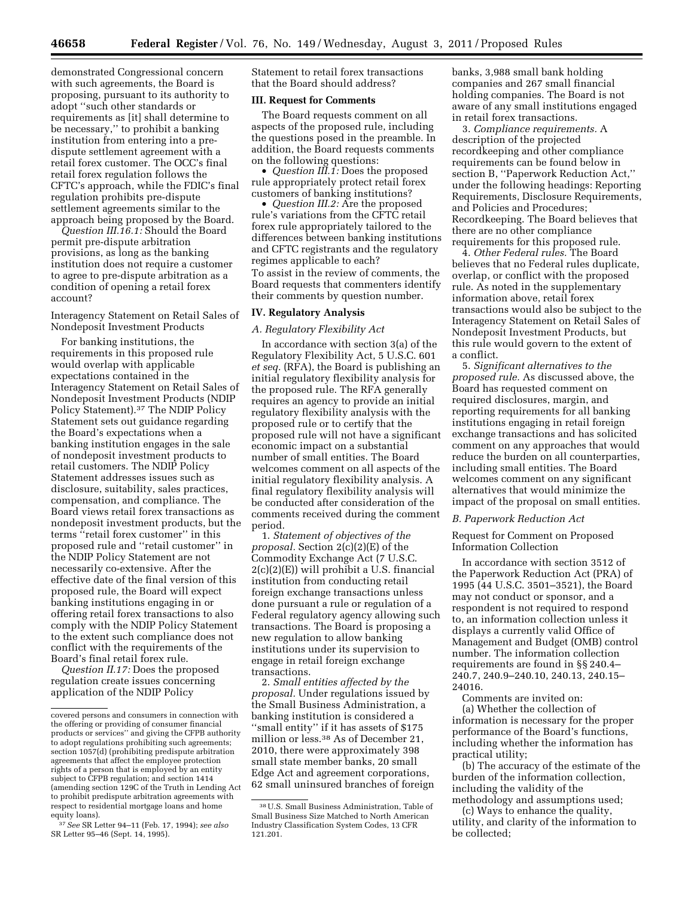demonstrated Congressional concern with such agreements, the Board is proposing, pursuant to its authority to adopt "such other standards or requirements as [it] shall determine to be necessary," to prohibit a banking institution from entering into a pre-dispute settlement agreement with a retail forex customer. The OCC's final retail forex regulation follows the CFTC's approach, while the FDIC's final regulation prohibits pre-dispute settlement agreements similar to the approach being proposed by the Board.

*Question III.16.1:* Should the Board permit pre-dispute arbitration provisions, as long as the banking institution does not require a customer to agree to pre-dispute arbitration as a condition of opening a retail forex account?

Interagency Statement on Retail Sales of Nondeposit Investment Products

For banking institutions, the requirements in this proposed rule would overlap with applicable expectations contained in the Interagency Statement on Retail Sales of Nondeposit Investment Products (NDIP Policy Statement).[37] The NDIP Policy Statement sets out guidance regarding the Board's expectations when a banking institution engages in the sale of nondeposit investment products to retail customers. The NDIP Policy Statement addresses issues such as disclosure, suitability, sales practices, compensation, and compliance. The Board views retail forex transactions as nondeposit investment products, but the terms "retail forex customer" in this proposed rule and "retail customer" in the NDIP Policy Statement are not necessarily co-extensive. After the effective date of the final version of this proposed rule, the Board will expect banking institutions engaging in or offering retail forex transactions to also comply with the NDIP Policy Statement to the extent such compliance does not conflict with the requirements of the Board's final retail forex rule.

*Question II.17:* Does the proposed regulation create issues concerning application of the NDIP Policy Statement to retail forex transactions that the Board should address?

## III. Request for Comments

The Board requests comment on all aspects of the proposed rule, including the questions posed in the preamble. In addition, the Board requests comments on the following questions:

- *Question III.1:* Does the proposed rule appropriately protect retail forex customers of banking institutions?
- *Question III.2:* Are the proposed rule's variations from the CFTC retail forex rule appropriately tailored to the differences between banking institutions and CFTC registrants and the regulatory regimes applicable to each?

To assist in the review of comments, the Board requests that commenters identify their comments by question number.

## IV. Regulatory Analysis

### A. Regulatory Flexibility Act

In accordance with section 3(a) of the Regulatory Flexibility Act, 5 U.S.C. 601 *et seq.* (RFA), the Board is publishing an initial regulatory flexibility analysis for the proposed rule. The RFA generally requires an agency to provide an initial regulatory flexibility analysis with the proposed rule or to certify that the proposed rule will not have a significant economic impact on a substantial number of small entities. The Board welcomes comment on all aspects of the initial regulatory flexibility analysis. A final regulatory flexibility analysis will be conducted after consideration of the comments received during the comment period.

1. *Statement of objectives of the proposal.* Section 2(c)(2)(E) of the Commodity Exchange Act (7 U.S.C. 2(c)(2)(E)) will prohibit a U.S. financial institution from conducting retail foreign exchange transactions unless done pursuant a rule or regulation of a Federal regulatory agency allowing such transactions. The Board is proposing a new regulation to allow banking institutions under its supervision to engage in retail foreign exchange transactions.

2. *Small entities affected by the proposal.* Under regulations issued by the Small Business Administration, a banking institution is considered a "small entity" if it has assets of $175 million or less.[38] As of December 21, 2010, there were approximately 398 small state member banks, 20 small Edge Act and agreement corporations, 62 small uninsured branches of foreign banks, 3,988 small bank holding companies and 267 small financial holding companies. The Board is not aware of any small institutions engaged in retail forex transactions.

3. *Compliance requirements.* A description of the projected recordkeeping and other compliance requirements can be found below in section B, "Paperwork Reduction Act," under the following headings: Reporting Requirements, Disclosure Requirements, and Policies and Procedures; Recordkeeping. The Board believes that there are no other compliance requirements for this proposed rule.

4. *Other Federal rules.* The Board believes that no Federal rules duplicate, overlap, or conflict with the proposed rule. As noted in the supplementary information above, retail forex transactions would also be subject to the Interagency Statement on Retail Sales of Nondeposit Investment Products, but this rule would govern to the extent of a conflict.

5. *Significant alternatives to the proposed rule.* As discussed above, the Board has requested comment on required disclosures, margin, and reporting requirements for all banking institutions engaging in retail foreign exchange transactions and has solicited comment on any approaches that would reduce the burden on all counterparties, including small entities. The Board welcomes comment on any significant alternatives that would minimize the impact of the proposal on small entities.

### B. Paperwork Reduction Act

Request for Comment on Proposed Information Collection

In accordance with section 3512 of the Paperwork Reduction Act (PRA) of 1995 (44 U.S.C. 3501–3521), the Board may not conduct or sponsor, and a respondent is not required to respond to, an information collection unless it displays a currently valid Office of Management and Budget (OMB) control number. The information collection requirements are found in §§ 240.4–240.7, 240.9–240.10, 240.13, 240.15–24016.

Comments are invited on:

(a) Whether the collection of information is necessary for the proper performance of the Board's functions, including whether the information has practical utility;

(b) The accuracy of the estimate of the burden of the information collection, including the validity of the methodology and assumptions used;

(c) Ways to enhance the quality, utility, and clarity of the information to be collected;

---

covered persons and consumers in connection with the offering or providing of consumer financial products or services" and giving the CFPB authority to adopt regulations prohibiting such agreements; section 1057(d) (prohibiting predispute arbitration agreements that affect the employee protection rights of a person that is employed by an entity subject to CFPB regulation; and section 1414 (amending section 129C of the Truth in Lending Act to prohibit predispute arbitration agreements with respect to residential mortgage loans and home equity loans).

[37] *See* SR Letter 94–11 (Feb. 17, 1994); *see also* SR Letter 95–46 (Sept. 14, 1995).

[38] U.S. Small Business Administration, Table of Small Business Size Matched to North American Industry Classification System Codes, 13 CFR 121.201.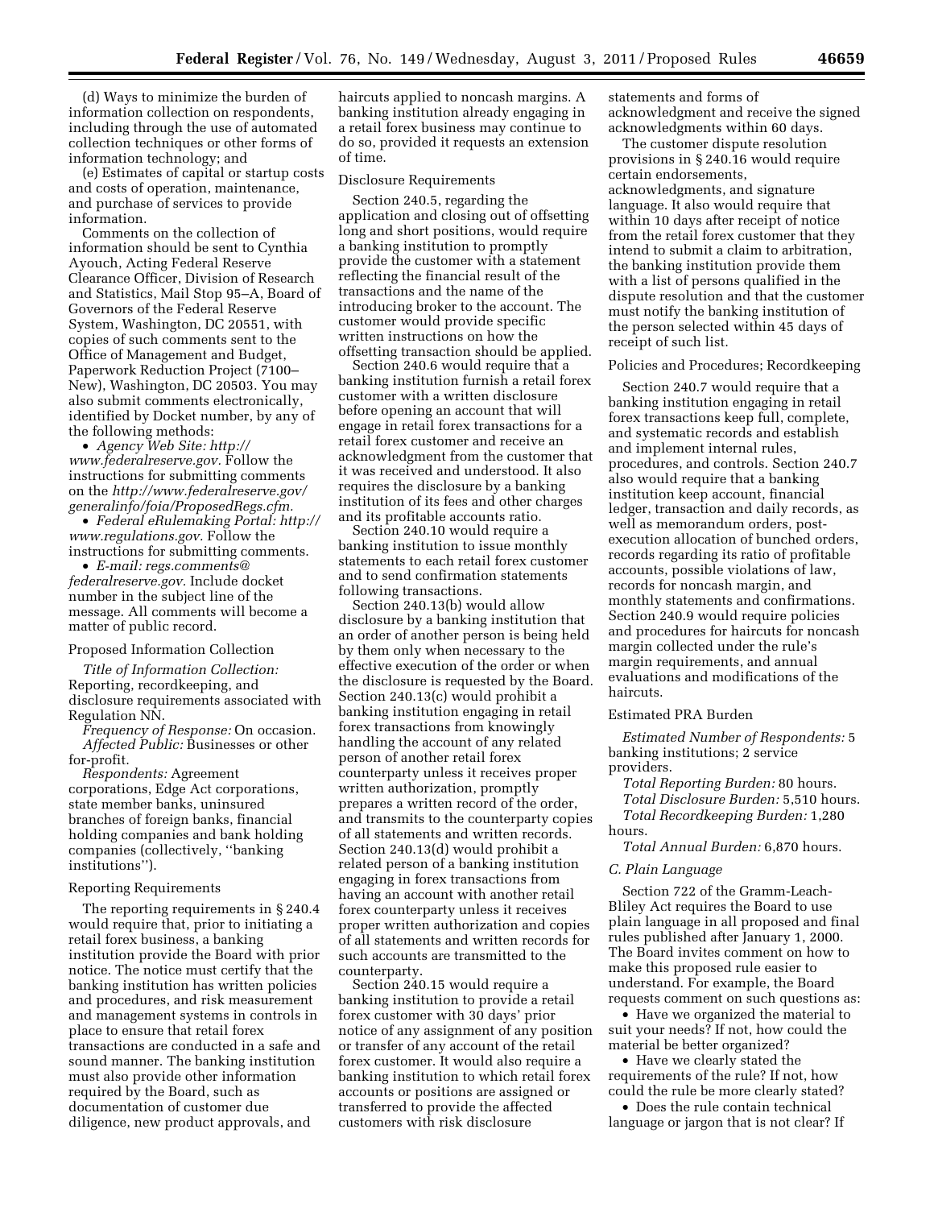(d) Ways to minimize the burden of information collection on respondents, including through the use of automated collection techniques or other forms of information technology; and

(e) Estimates of capital or startup costs and costs of operation, maintenance, and purchase of services to provide information.

Comments on the collection of information should be sent to Cynthia Ayouch, Acting Federal Reserve Clearance Officer, Division of Research and Statistics, Mail Stop 95–A, Board of Governors of the Federal Reserve System, Washington, DC 20551, with copies of such comments sent to the Office of Management and Budget, Paperwork Reduction Project (7100–New), Washington, DC 20503. You may also submit comments electronically, identified by Docket number, by any of the following methods:

- *Agency Web Site: http://www.federalreserve.gov.* Follow the instructions for submitting comments on the *http://www.federalreserve.gov/generalinfo/foia/ProposedRegs.cfm.*
- *Federal eRulemaking Portal: http://www.regulations.gov.* Follow the instructions for submitting comments.
- *E-mail: regs.comments@federalreserve.gov.* Include docket number in the subject line of the message. All comments will become a matter of public record.

Proposed Information Collection

*Title of Information Collection:* Reporting, recordkeeping, and disclosure requirements associated with Regulation NN.

*Frequency of Response:* On occasion.

*Affected Public:* Businesses or other for-profit.

*Respondents:* Agreement corporations, Edge Act corporations, state member banks, uninsured branches of foreign banks, financial holding companies and bank holding companies (collectively, ''banking institutions'').

Reporting Requirements

The reporting requirements in § 240.4 would require that, prior to initiating a retail forex business, a banking institution provide the Board with prior notice. The notice must certify that the banking institution has written policies and procedures, and risk measurement and management systems in controls in place to ensure that retail forex transactions are conducted in a safe and sound manner. The banking institution must also provide other information required by the Board, such as documentation of customer due diligence, new product approvals, and haircuts applied to noncash margins. A banking institution already engaging in a retail forex business may continue to do so, provided it requests an extension of time.

Disclosure Requirements

Section 240.5, regarding the application and closing out of offsetting long and short positions, would require a banking institution to promptly provide the customer with a statement reflecting the financial result of the transactions and the name of the introducing broker to the account. The customer would provide specific written instructions on how the offsetting transaction should be applied.

Section 240.6 would require that a banking institution furnish a retail forex customer with a written disclosure before opening an account that will engage in retail forex transactions for a retail forex customer and receive an acknowledgment from the customer that it was received and understood. It also requires the disclosure by a banking institution of its fees and other charges and its profitable accounts ratio.

Section 240.10 would require a banking institution to issue monthly statements to each retail forex customer and to send confirmation statements following transactions.

Section 240.13(b) would allow disclosure by a banking institution that an order of another person is being held by them only when necessary to the effective execution of the order or when the disclosure is requested by the Board. Section 240.13(c) would prohibit a banking institution engaging in retail forex transactions from knowingly handling the account of any related person of another retail forex counterparty unless it receives proper written authorization, promptly prepares a written record of the order, and transmits to the counterparty copies of all statements and written records. Section 240.13(d) would prohibit a related person of a banking institution engaging in forex transactions from having an account with another retail forex counterparty unless it receives proper written authorization and copies of all statements and written records for such accounts are transmitted to the counterparty.

Section 240.15 would require a banking institution to provide a retail forex customer with 30 days' prior notice of any assignment of any position or transfer of any account of the retail forex customer. It would also require a banking institution to which retail forex accounts or positions are assigned or transferred to provide the affected customers with risk disclosure statements and forms of acknowledgment and receive the signed acknowledgments within 60 days.

The customer dispute resolution provisions in § 240.16 would require certain endorsements, acknowledgments, and signature language. It also would require that within 10 days after receipt of notice from the retail forex customer that they intend to submit a claim to arbitration, the banking institution provide them with a list of persons qualified in the dispute resolution and that the customer must notify the banking institution of the person selected within 45 days of receipt of such list.

Policies and Procedures; Recordkeeping

Section 240.7 would require that a banking institution engaging in retail forex transactions keep full, complete, and systematic records and establish and implement internal rules, procedures, and controls. Section 240.7 also would require that a banking institution keep account, financial ledger, transaction and daily records, as well as memorandum orders, post-execution allocation of bunched orders, records regarding its ratio of profitable accounts, possible violations of law, records for noncash margin, and monthly statements and confirmations. Section 240.9 would require policies and procedures for haircuts for noncash margin collected under the rule's margin requirements, and annual evaluations and modifications of the haircuts.

Estimated PRA Burden

*Estimated Number of Respondents:* 5 banking institutions; 2 service providers.

*Total Reporting Burden:* 80 hours.

*Total Disclosure Burden:* 5,510 hours.

*Total Recordkeeping Burden:* 1,280 hours.

*Total Annual Burden:* 6,870 hours.

### *C. Plain Language*

Section 722 of the Gramm-Leach-Bliley Act requires the Board to use plain language in all proposed and final rules published after January 1, 2000. The Board invites comment on how to make this proposed rule easier to understand. For example, the Board requests comment on such questions as:

- Have we organized the material to suit your needs? If not, how could the material be better organized?
- Have we clearly stated the requirements of the rule? If not, how could the rule be more clearly stated?
- Does the rule contain technical language or jargon that is not clear? If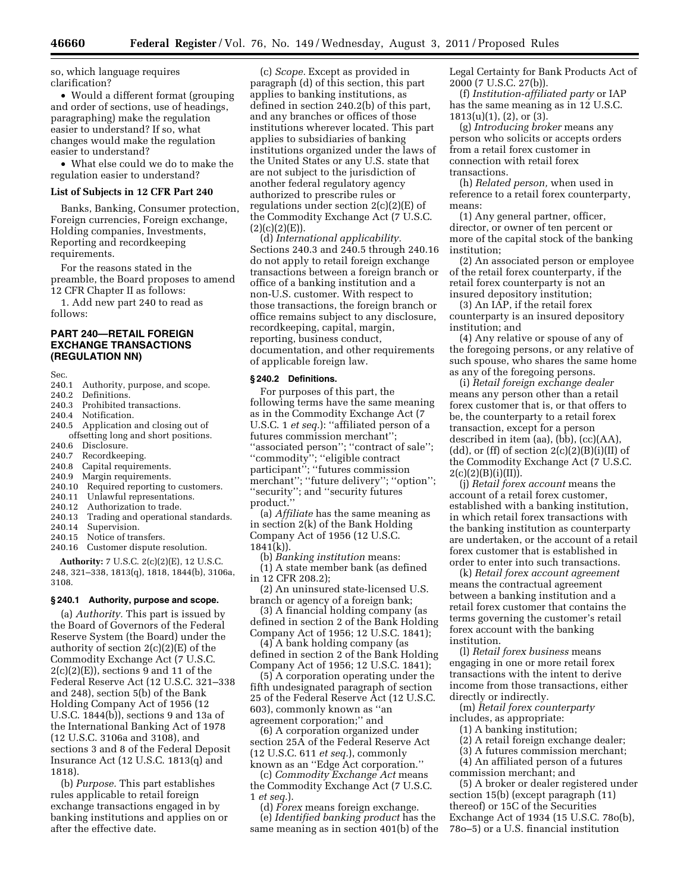so, which language requires clarification?

• Would a different format (grouping and order of sections, use of headings, paragraphing) make the regulation easier to understand? If so, what changes would make the regulation easier to understand?

• What else could we do to make the regulation easier to understand?

### List of Subjects in 12 CFR Part 240

Banks, Banking, Consumer protection, Foreign currencies, Foreign exchange, Holding companies, Investments, Reporting and recordkeeping requirements.

For the reasons stated in the preamble, the Board proposes to amend 12 CFR Chapter II as follows:

1. Add new part 240 to read as follows:

## PART 240—RETAIL FOREIGN EXCHANGE TRANSACTIONS (REGULATION NN)

Sec.
240.1 Authority, purpose, and scope.
240.2 Definitions.
240.3 Prohibited transactions.
240.4 Notification.
240.5 Application and closing out of offsetting long and short positions.
240.6 Disclosure.
240.7 Recordkeeping.
240.8 Capital requirements.
240.9 Margin requirements.
240.10 Required reporting to customers.
240.11 Unlawful representations.
240.12 Authorization to trade.
240.13 Trading and operational standards.
240.14 Supervision.
240.15 Notice of transfers.
240.16 Customer dispute resolution.

**Authority:** 7 U.S.C. 2(c)(2)(E), 12 U.S.C. 248, 321–338, 1813(q), 1818, 1844(b), 3106a, 3108.

### § 240.1 Authority, purpose and scope.

(a) *Authority.* This part is issued by the Board of Governors of the Federal Reserve System (the Board) under the authority of section 2(c)(2)(E) of the Commodity Exchange Act (7 U.S.C. 2(c)(2)(E)), sections 9 and 11 of the Federal Reserve Act (12 U.S.C. 321–338 and 248), section 5(b) of the Bank Holding Company Act of 1956 (12 U.S.C. 1844(b)), sections 9 and 13a of the International Banking Act of 1978 (12 U.S.C. 3106a and 3108), and sections 3 and 8 of the Federal Deposit Insurance Act (12 U.S.C. 1813(q) and 1818).

(b) *Purpose.* This part establishes rules applicable to retail foreign exchange transactions engaged in by banking institutions and applies on or after the effective date.

(c) *Scope.* Except as provided in paragraph (d) of this section, this part applies to banking institutions, as defined in section 240.2(b) of this part, and any branches or offices of those institutions wherever located. This part applies to subsidiaries of banking institutions organized under the laws of the United States or any U.S. state that are not subject to the jurisdiction of another federal regulatory agency authorized to prescribe rules or regulations under section 2(c)(2)(E) of the Commodity Exchange Act (7 U.S.C. (2)(c)(2)(E)).

(d) *International applicability.* Sections 240.3 and 240.5 through 240.16 do not apply to retail foreign exchange transactions between a foreign branch or office of a banking institution and a non-U.S. customer. With respect to those transactions, the foreign branch or office remains subject to any disclosure, recordkeeping, capital, margin, reporting, business conduct, documentation, and other requirements of applicable foreign law.

### § 240.2 Definitions.

For purposes of this part, the following terms have the same meaning as in the Commodity Exchange Act (7 U.S.C. 1 *et seq.*): ''affiliated person of a futures commission merchant''; ''associated person''; ''contract of sale''; ''commodity''; ''eligible contract participant''; ''futures commission merchant''; ''future delivery''; ''option''; ''security''; and ''security futures product.''

(a) *Affiliate* has the same meaning as in section 2(k) of the Bank Holding Company Act of 1956 (12 U.S.C. 1841(k)).

(b) *Banking institution* means:

(1) A state member bank (as defined in 12 CFR 208.2);

(2) An uninsured state-licensed U.S. branch or agency of a foreign bank;

(3) A financial holding company (as defined in section 2 of the Bank Holding Company Act of 1956; 12 U.S.C. 1841);

(4) A bank holding company (as defined in section 2 of the Bank Holding Company Act of 1956; 12 U.S.C. 1841);

(5) A corporation operating under the fifth undesignated paragraph of section 25 of the Federal Reserve Act (12 U.S.C. 603), commonly known as ''an agreement corporation;'' and

(6) A corporation organized under section 25A of the Federal Reserve Act (12 U.S.C. 611 *et seq.*), commonly known as an ''Edge Act corporation.''

(c) *Commodity Exchange Act* means the Commodity Exchange Act (7 U.S.C. 1 *et seq.*).

(d) *Forex* means foreign exchange.

(e) *Identified banking product* has the same meaning as in section 401(b) of the Legal Certainty for Bank Products Act of 2000 (7 U.S.C. 27(b)).

(f) *Institution-affiliated party* or IAP has the same meaning as in 12 U.S.C. 1813(u)(1), (2), or (3).

(g) *Introducing broker* means any person who solicits or accepts orders from a retail forex customer in connection with retail forex transactions.

(h) *Related person,* when used in reference to a retail forex counterparty, means:

(1) Any general partner, officer, director, or owner of ten percent or more of the capital stock of the banking institution;

(2) An associated person or employee of the retail forex counterparty, if the retail forex counterparty is not an insured depository institution;

(3) An IAP, if the retail forex counterparty is an insured depository institution; and

(4) Any relative or spouse of any of the foregoing persons, or any relative of such spouse, who shares the same home as any of the foregoing persons.

(i) *Retail foreign exchange dealer* means any person other than a retail forex customer that is, or that offers to be, the counterparty to a retail forex transaction, except for a person described in item (aa), (bb), (cc)(AA), (dd), or (ff) of section 2(c)(2)(B)(i)(II) of the Commodity Exchange Act (7 U.S.C. 2(c)(2)(B)(i)(II)).

(j) *Retail forex account* means the account of a retail forex customer, established with a banking institution, in which retail forex transactions with the banking institution as counterparty are undertaken, or the account of a retail forex customer that is established in order to enter into such transactions.

(k) *Retail forex account agreement* means the contractual agreement between a banking institution and a retail forex customer that contains the terms governing the customer's retail forex account with the banking institution.

(l) *Retail forex business* means engaging in one or more retail forex transactions with the intent to derive income from those transactions, either directly or indirectly.

(m) *Retail forex counterparty* includes, as appropriate:

(1) A banking institution;

(2) A retail foreign exchange dealer;

(3) A futures commission merchant;

(4) An affiliated person of a futures commission merchant; and

(5) A broker or dealer registered under section 15(b) (except paragraph (11) thereof) or 15C of the Securities Exchange Act of 1934 (15 U.S.C. 78o(b), 78o–5) or a U.S. financial institution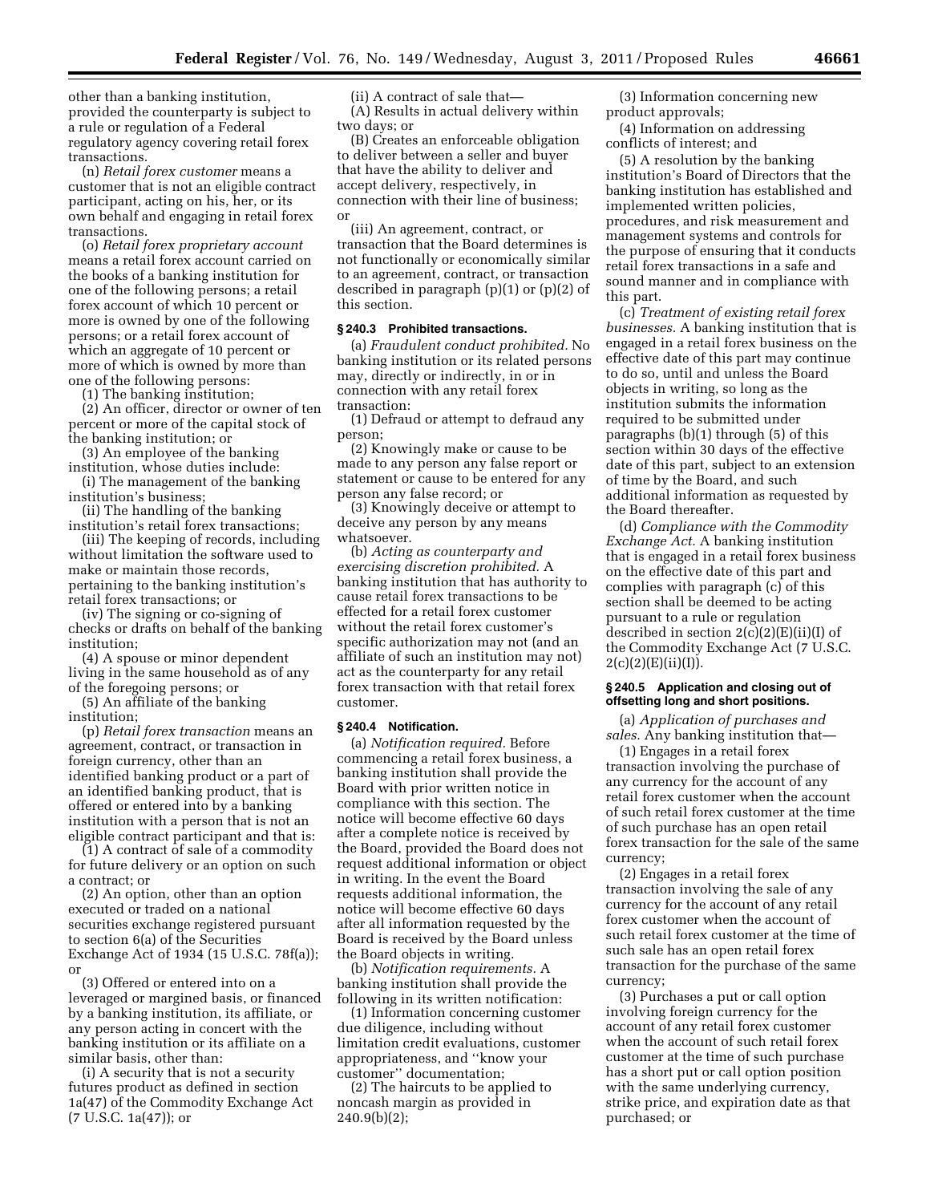other than a banking institution, provided the counterparty is subject to a rule or regulation of a Federal regulatory agency covering retail forex transactions.

(n) *Retail forex customer* means a customer that is not an eligible contract participant, acting on his, her, or its own behalf and engaging in retail forex transactions.

(o) *Retail forex proprietary account* means a retail forex account carried on the books of a banking institution for one of the following persons; a retail forex account of which 10 percent or more is owned by one of the following persons; or a retail forex account of which an aggregate of 10 percent or more of which is owned by more than one of the following persons:

(1) The banking institution;

(2) An officer, director or owner of ten percent or more of the capital stock of the banking institution; or

(3) An employee of the banking institution, whose duties include:

(i) The management of the banking institution's business;

(ii) The handling of the banking institution's retail forex transactions;

(iii) The keeping of records, including without limitation the software used to make or maintain those records, pertaining to the banking institution's retail forex transactions; or

(iv) The signing or co-signing of checks or drafts on behalf of the banking institution;

(4) A spouse or minor dependent living in the same household as of any of the foregoing persons; or

(5) An affiliate of the banking institution;

(p) *Retail forex transaction* means an agreement, contract, or transaction in foreign currency, other than an identified banking product or a part of an identified banking product, that is offered or entered into by a banking institution with a person that is not an eligible contract participant and that is:

(1) A contract of sale of a commodity for future delivery or an option on such a contract; or

(2) An option, other than an option executed or traded on a national securities exchange registered pursuant to section 6(a) of the Securities Exchange Act of 1934 (15 U.S.C. 78f(a)); or

(3) Offered or entered into on a leveraged or margined basis, or financed by a banking institution, its affiliate, or any person acting in concert with the banking institution or its affiliate on a similar basis, other than:

(i) A security that is not a security futures product as defined in section 1a(47) of the Commodity Exchange Act (7 U.S.C. 1a(47)); or

(ii) A contract of sale that—

(A) Results in actual delivery within two days; or

(B) Creates an enforceable obligation to deliver between a seller and buyer that have the ability to deliver and accept delivery, respectively, in connection with their line of business; or

(iii) An agreement, contract, or transaction that the Board determines is not functionally or economically similar to an agreement, contract, or transaction described in paragraph (p)(1) or (p)(2) of this section.

## § 240.3 Prohibited transactions.

(a) *Fraudulent conduct prohibited.* No banking institution or its related persons may, directly or indirectly, in or in connection with any retail forex transaction:

(1) Defraud or attempt to defraud any person;

(2) Knowingly make or cause to be made to any person any false report or statement or cause to be entered for any person any false record; or

(3) Knowingly deceive or attempt to deceive any person by any means whatsoever.

(b) *Acting as counterparty and exercising discretion prohibited.* A banking institution that has authority to cause retail forex transactions to be effected for a retail forex customer without the retail forex customer's specific authorization may not (and an affiliate of such an institution may not) act as the counterparty for any retail forex transaction with that retail forex customer.

## § 240.4 Notification.

(a) *Notification required.* Before commencing a retail forex business, a banking institution shall provide the Board with prior written notice in compliance with this section. The notice will become effective 60 days after a complete notice is received by the Board, provided the Board does not request additional information or object in writing. In the event the Board requests additional information, the notice will become effective 60 days after all information requested by the Board is received by the Board unless the Board objects in writing.

(b) *Notification requirements.* A banking institution shall provide the following in its written notification:

(1) Information concerning customer due diligence, including without limitation credit evaluations, customer appropriateness, and "know your customer" documentation;

(2) The haircuts to be applied to noncash margin as provided in 240.9(b)(2);

(3) Information concerning new product approvals;

(4) Information on addressing conflicts of interest; and

(5) A resolution by the banking institution's Board of Directors that the banking institution has established and implemented written policies, procedures, and risk measurement and management systems and controls for the purpose of ensuring that it conducts retail forex transactions in a safe and sound manner and in compliance with this part.

(c) *Treatment of existing retail forex businesses.* A banking institution that is engaged in a retail forex business on the effective date of this part may continue to do so, until and unless the Board objects in writing, so long as the institution submits the information required to be submitted under paragraphs (b)(1) through (5) of this section within 30 days of the effective date of this part, subject to an extension of time by the Board, and such additional information as requested by the Board thereafter.

(d) *Compliance with the Commodity Exchange Act.* A banking institution that is engaged in a retail forex business on the effective date of this part and complies with paragraph (c) of this section shall be deemed to be acting pursuant to a rule or regulation described in section 2(c)(2)(E)(ii)(I) of the Commodity Exchange Act (7 U.S.C. 2(c)(2)(E)(ii)(I)).

## § 240.5 Application and closing out of offsetting long and short positions.

(a) *Application of purchases and sales.* Any banking institution that—

(1) Engages in a retail forex transaction involving the purchase of any currency for the account of any retail forex customer when the account of such retail forex customer at the time of such purchase has an open retail forex transaction for the sale of the same currency;

(2) Engages in a retail forex transaction involving the sale of any currency for the account of any retail forex customer when the account of such retail forex customer at the time of such sale has an open retail forex transaction for the purchase of the same currency;

(3) Purchases a put or call option involving foreign currency for the account of any retail forex customer when the account of such retail forex customer at the time of such purchase has a short put or call option position with the same underlying currency, strike price, and expiration date as that purchased; or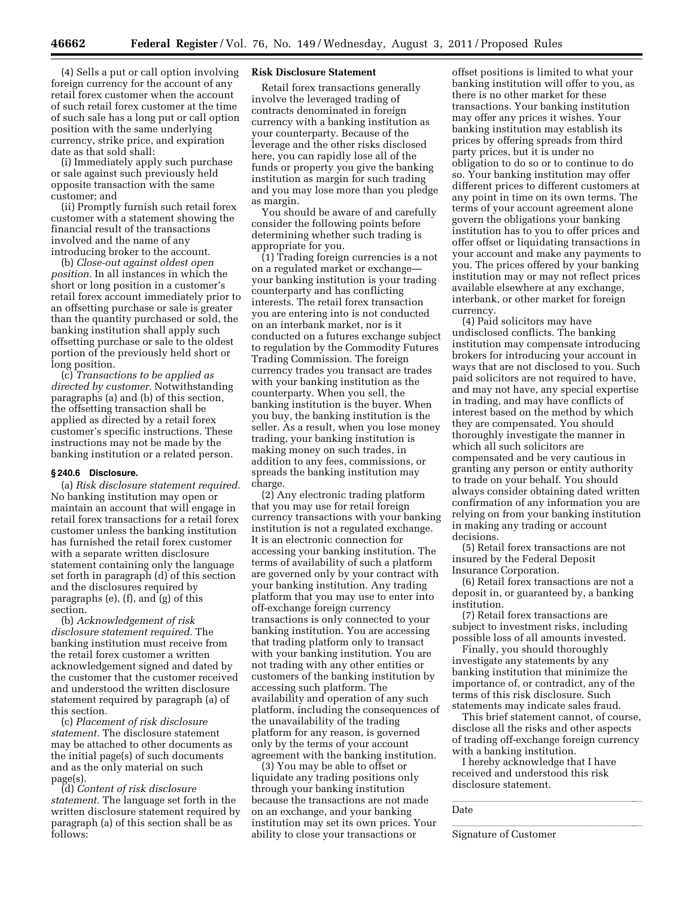(4) Sells a put or call option involving foreign currency for the account of any retail forex customer when the account of such retail forex customer at the time of such sale has a long put or call option position with the same underlying currency, strike price, and expiration date as that sold shall:

(i) Immediately apply such purchase or sale against such previously held opposite transaction with the same customer; and

(ii) Promptly furnish such retail forex customer with a statement showing the financial result of the transactions involved and the name of any introducing broker to the account.

(b) *Close-out against oldest open position.* In all instances in which the short or long position in a customer's retail forex account immediately prior to an offsetting purchase or sale is greater than the quantity purchased or sold, the banking institution shall apply such offsetting purchase or sale to the oldest portion of the previously held short or long position.

(c) *Transactions to be applied as directed by customer.* Notwithstanding paragraphs (a) and (b) of this section, the offsetting transaction shall be applied as directed by a retail forex customer's specific instructions. These instructions may not be made by the banking institution or a related person.

### § 240.6 Disclosure.

(a) *Risk disclosure statement required.* No banking institution may open or maintain an account that will engage in retail forex transactions for a retail forex customer unless the banking institution has furnished the retail forex customer with a separate written disclosure statement containing only the language set forth in paragraph (d) of this section and the disclosures required by paragraphs (e), (f), and (g) of this section.

(b) *Acknowledgement of risk disclosure statement required.* The banking institution must receive from the retail forex customer a written acknowledgement signed and dated by the customer that the customer received and understood the written disclosure statement required by paragraph (a) of this section.

(c) *Placement of risk disclosure statement.* The disclosure statement may be attached to other documents as the initial page(s) of such documents and as the only material on such page(s).

(d) *Content of risk disclosure statement.* The language set forth in the written disclosure statement required by paragraph (a) of this section shall be as follows:

**Risk Disclosure Statement**

Retail forex transactions generally involve the leveraged trading of contracts denominated in foreign currency with a banking institution as your counterparty. Because of the leverage and the other risks disclosed here, you can rapidly lose all of the funds or property you give the banking institution as margin for such trading and you may lose more than you pledge as margin.

You should be aware of and carefully consider the following points before determining whether such trading is appropriate for you.

(1) Trading foreign currencies is a not on a regulated market or exchange—your banking institution is your trading counterparty and has conflicting interests. The retail forex transaction you are entering into is not conducted on an interbank market, nor is it conducted on a futures exchange subject to regulation by the Commodity Futures Trading Commission. The foreign currency trades you transact are trades with your banking institution as the counterparty. When you sell, the banking institution is the buyer. When you buy, the banking institution is the seller. As a result, when you lose money trading, your banking institution is making money on such trades, in addition to any fees, commissions, or spreads the banking institution may charge.

(2) Any electronic trading platform that you may use for retail foreign currency transactions with your banking institution is not a regulated exchange. It is an electronic connection for accessing your banking institution. The terms of availability of such a platform are governed only by your contract with your banking institution. Any trading platform that you may use to enter into off-exchange foreign currency transactions is only connected to your banking institution. You are accessing that trading platform only to transact with your banking institution. You are not trading with any other entities or customers of the banking institution by accessing such platform. The availability and operation of any such platform, including the consequences of the unavailability of the trading platform for any reason, is governed only by the terms of your account agreement with the banking institution.

(3) You may be able to offset or liquidate any trading positions only through your banking institution because the transactions are not made on an exchange, and your banking institution may set its own prices. Your ability to close your transactions or offset positions is limited to what your banking institution will offer to you, as there is no other market for these transactions. Your banking institution may offer any prices it wishes. Your banking institution may establish its prices by offering spreads from third party prices, but it is under no obligation to do so or to continue to do so. Your banking institution may offer different prices to different customers at any point in time on its own terms. The terms of your account agreement alone govern the obligations your banking institution has to you to offer prices and offer offset or liquidating transactions in your account and make any payments to you. The prices offered by your banking institution may or may not reflect prices available elsewhere at any exchange, interbank, or other market for foreign currency.

(4) Paid solicitors may have undisclosed conflicts. The banking institution may compensate introducing brokers for introducing your account in ways that are not disclosed to you. Such paid solicitors are not required to have, and may not have, any special expertise in trading, and may have conflicts of interest based on the method by which they are compensated. You should thoroughly investigate the manner in which all such solicitors are compensated and be very cautious in granting any person or entity authority to trade on your behalf. You should always consider obtaining dated written confirmation of any information you are relying on from your banking institution in making any trading or account decisions.

(5) Retail forex transactions are not insured by the Federal Deposit Insurance Corporation.

(6) Retail forex transactions are not a deposit in, or guaranteed by, a banking institution.

(7) Retail forex transactions are subject to investment risks, including possible loss of all amounts invested.

Finally, you should thoroughly investigate any statements by any banking institution that minimize the importance of, or contradict, any of the terms of this risk disclosure. Such statements may indicate sales fraud.

This brief statement cannot, of course, disclose all the risks and other aspects of trading off-exchange foreign currency with a banking institution.

I hereby acknowledge that I have received and understood this risk disclosure statement.

______________________________

Date

______________________________

Signature of Customer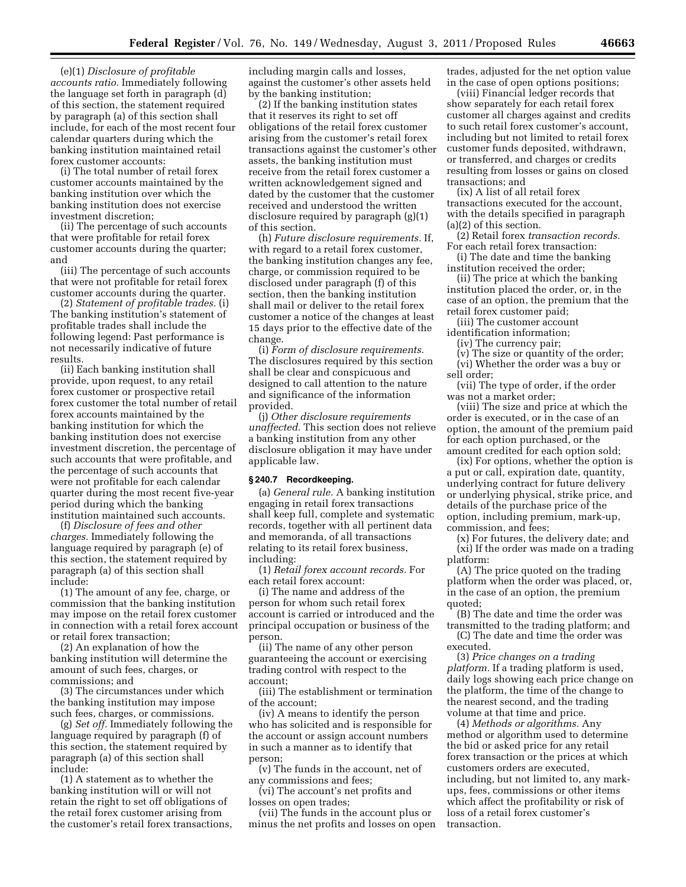(e)(1) *Disclosure of profitable accounts ratio.* Immediately following the language set forth in paragraph (d) of this section, the statement required by paragraph (a) of this section shall include, for each of the most recent four calendar quarters during which the banking institution maintained retail forex customer accounts:

(i) The total number of retail forex customer accounts maintained by the banking institution over which the banking institution does not exercise investment discretion;

(ii) The percentage of such accounts that were profitable for retail forex customer accounts during the quarter; and

(iii) The percentage of such accounts that were not profitable for retail forex customer accounts during the quarter.

(2) *Statement of profitable trades.* (i) The banking institution's statement of profitable trades shall include the following legend: Past performance is not necessarily indicative of future results.

(ii) Each banking institution shall provide, upon request, to any retail forex customer or prospective retail forex customer the total number of retail forex accounts maintained by the banking institution for which the banking institution does not exercise investment discretion, the percentage of such accounts that were profitable, and the percentage of such accounts that were not profitable for each calendar quarter during the most recent five-year period during which the banking institution maintained such accounts.

(f) *Disclosure of fees and other charges.* Immediately following the language required by paragraph (e) of this section, the statement required by paragraph (a) of this section shall include:

(1) The amount of any fee, charge, or commission that the banking institution may impose on the retail forex customer in connection with a retail forex account or retail forex transaction;

(2) An explanation of how the banking institution will determine the amount of such fees, charges, or commissions; and

(3) The circumstances under which the banking institution may impose such fees, charges, or commissions.

(g) *Set off.* Immediately following the language required by paragraph (f) of this section, the statement required by paragraph (a) of this section shall include:

(1) A statement as to whether the banking institution will or will not retain the right to set off obligations of the retail forex customer arising from the customer's retail forex transactions, including margin calls and losses, against the customer's other assets held by the banking institution;

(2) If the banking institution states that it reserves its right to set off obligations of the retail forex customer arising from the customer's retail forex transactions against the customer's other assets, the banking institution must receive from the retail forex customer a written acknowledgement signed and dated by the customer that the customer received and understood the written disclosure required by paragraph (g)(1) of this section.

(h) *Future disclosure requirements.* If, with regard to a retail forex customer, the banking institution changes any fee, charge, or commission required to be disclosed under paragraph (f) of this section, then the banking institution shall mail or deliver to the retail forex customer a notice of the changes at least 15 days prior to the effective date of the change.

(i) *Form of disclosure requirements.* The disclosures required by this section shall be clear and conspicuous and designed to call attention to the nature and significance of the information provided.

(j) *Other disclosure requirements unaffected.* This section does not relieve a banking institution from any other disclosure obligation it may have under applicable law.

**§ 240.7 Recordkeeping.**

(a) *General rule.* A banking institution engaging in retail forex transactions shall keep full, complete and systematic records, together with all pertinent data and memoranda, of all transactions relating to its retail forex business, including:

(1) *Retail forex account records.* For each retail forex account:

(i) The name and address of the person for whom such retail forex account is carried or introduced and the principal occupation or business of the person.

(ii) The name of any other person guaranteeing the account or exercising trading control with respect to the account;

(iii) The establishment or termination of the account;

(iv) A means to identify the person who has solicited and is responsible for the account or assign account numbers in such a manner as to identify that person;

(v) The funds in the account, net of any commissions and fees;

(vi) The account's net profits and losses on open trades;

(vii) The funds in the account plus or minus the net profits and losses on open trades, adjusted for the net option value in the case of open options positions;

(viii) Financial ledger records that show separately for each retail forex customer all charges against and credits to such retail forex customer's account, including but not limited to retail forex customer funds deposited, withdrawn, or transferred, and charges or credits resulting from losses or gains on closed transactions; and

(ix) A list of all retail forex transactions executed for the account, with the details specified in paragraph (a)(2) of this section.

(2) Retail forex *transaction records.* For each retail forex transaction:

(i) The date and time the banking institution received the order;

(ii) The price at which the banking institution placed the order, or, in the case of an option, the premium that the retail forex customer paid;

(iii) The customer account identification information;

(iv) The currency pair;

(v) The size or quantity of the order;

(vi) Whether the order was a buy or sell order;

(vii) The type of order, if the order was not a market order;

(viii) The size and price at which the order is executed, or in the case of an option, the amount of the premium paid for each option purchased, or the amount credited for each option sold;

(ix) For options, whether the option is a put or call, expiration date, quantity, underlying contract for future delivery or underlying physical, strike price, and details of the purchase price of the option, including premium, mark-up, commission, and fees;

(x) For futures, the delivery date; and

(xi) If the order was made on a trading platform:

(A) The price quoted on the trading platform when the order was placed, or, in the case of an option, the premium quoted;

(B) The date and time the order was transmitted to the trading platform; and

(C) The date and time the order was executed.

(3) *Price changes on a trading platform.* If a trading platform is used, daily logs showing each price change on the platform, the time of the change to the nearest second, and the trading volume at that time and price.

(4) *Methods or algorithms.* Any method or algorithm used to determine the bid or asked price for any retail forex transaction or the prices at which customers orders are executed, including, but not limited to, any mark-ups, fees, commissions or other items which affect the profitability or risk of loss of a retail forex customer's transaction.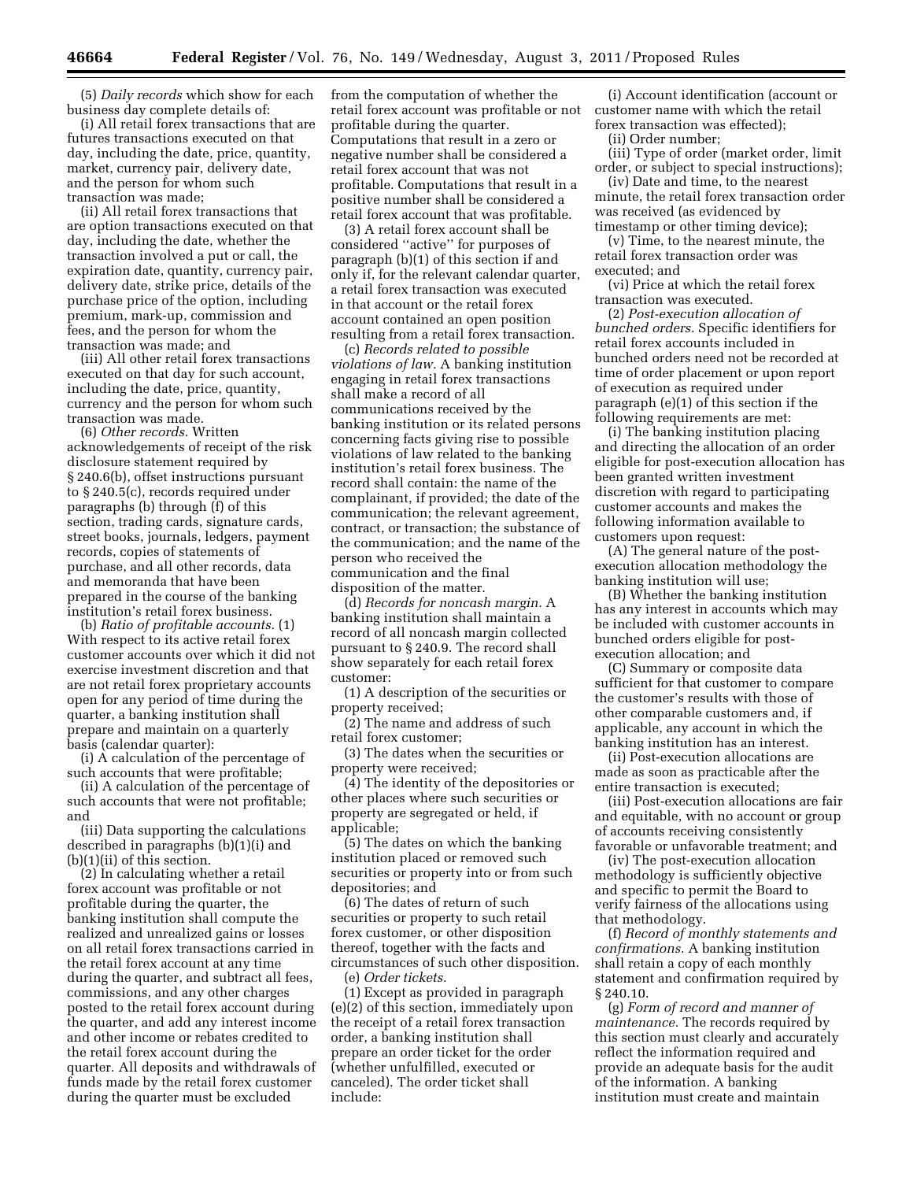(5) *Daily records* which show for each business day complete details of:

(i) All retail forex transactions that are futures transactions executed on that day, including the date, price, quantity, market, currency pair, delivery date, and the person for whom such transaction was made;

(ii) All retail forex transactions that are option transactions executed on that day, including the date, whether the transaction involved a put or call, the expiration date, quantity, currency pair, delivery date, strike price, details of the purchase price of the option, including premium, mark-up, commission and fees, and the person for whom the transaction was made; and

(iii) All other retail forex transactions executed on that day for such account, including the date, price, quantity, currency and the person for whom such transaction was made.

(6) *Other records.* Written acknowledgements of receipt of the risk disclosure statement required by § 240.6(b), offset instructions pursuant to § 240.5(c), records required under paragraphs (b) through (f) of this section, trading cards, signature cards, street books, journals, ledgers, payment records, copies of statements of purchase, and all other records, data and memoranda that have been prepared in the course of the banking institution's retail forex business.

(b) *Ratio of profitable accounts.* (1) With respect to its active retail forex customer accounts over which it did not exercise investment discretion and that are not retail forex proprietary accounts open for any period of time during the quarter, a banking institution shall prepare and maintain on a quarterly basis (calendar quarter):

(i) A calculation of the percentage of such accounts that were profitable;

(ii) A calculation of the percentage of such accounts that were not profitable; and

(iii) Data supporting the calculations described in paragraphs (b)(1)(i) and (b)(1)(ii) of this section.

(2) In calculating whether a retail forex account was profitable or not profitable during the quarter, the banking institution shall compute the realized and unrealized gains or losses on all retail forex transactions carried in the retail forex account at any time during the quarter, and subtract all fees, commissions, and any other charges posted to the retail forex account during the quarter, and add any interest income and other income or rebates credited to the retail forex account during the quarter. All deposits and withdrawals of funds made by the retail forex customer during the quarter must be excluded from the computation of whether the retail forex account was profitable or not profitable during the quarter. Computations that result in a zero or negative number shall be considered a retail forex account that was not profitable. Computations that result in a positive number shall be considered a retail forex account that was profitable.

(3) A retail forex account shall be considered "active" for purposes of paragraph (b)(1) of this section if and only if, for the relevant calendar quarter, a retail forex transaction was executed in that account or the retail forex account contained an open position resulting from a retail forex transaction.

(c) *Records related to possible violations of law.* A banking institution engaging in retail forex transactions shall make a record of all communications received by the banking institution or its related persons concerning facts giving rise to possible violations of law related to the banking institution's retail forex business. The record shall contain: the name of the complainant, if provided; the date of the communication; the relevant agreement, contract, or transaction; the substance of the communication; and the name of the person who received the communication and the final disposition of the matter.

(d) *Records for noncash margin.* A banking institution shall maintain a record of all noncash margin collected pursuant to § 240.9. The record shall show separately for each retail forex customer:

(1) A description of the securities or property received;

(2) The name and address of such retail forex customer;

(3) The dates when the securities or property were received;

(4) The identity of the depositories or other places where such securities or property are segregated or held, if applicable;

(5) The dates on which the banking institution placed or removed such securities or property into or from such depositories; and

(6) The dates of return of such securities or property to such retail forex customer, or other disposition thereof, together with the facts and circumstances of such other disposition.

(e) *Order tickets.*

(1) Except as provided in paragraph (e)(2) of this section, immediately upon the receipt of a retail forex transaction order, a banking institution shall prepare an order ticket for the order (whether unfulfilled, executed or canceled). The order ticket shall include:

(i) Account identification (account or customer name with which the retail forex transaction was effected);

(ii) Order number;

(iii) Type of order (market order, limit order, or subject to special instructions);

(iv) Date and time, to the nearest minute, the retail forex transaction order was received (as evidenced by timestamp or other timing device);

(v) Time, to the nearest minute, the retail forex transaction order was executed; and

(vi) Price at which the retail forex transaction was executed.

(2) *Post-execution allocation of bunched orders.* Specific identifiers for retail forex accounts included in bunched orders need not be recorded at time of order placement or upon report of execution as required under paragraph (e)(1) of this section if the following requirements are met:

(i) The banking institution placing and directing the allocation of an order eligible for post-execution allocation has been granted written investment discretion with regard to participating customer accounts and makes the following information available to customers upon request:

(A) The general nature of the post-execution allocation methodology the banking institution will use;

(B) Whether the banking institution has any interest in accounts which may be included with customer accounts in bunched orders eligible for post-execution allocation; and

(C) Summary or composite data sufficient for that customer to compare the customer's results with those of other comparable customers and, if applicable, any account in which the banking institution has an interest.

(ii) Post-execution allocations are made as soon as practicable after the entire transaction is executed;

(iii) Post-execution allocations are fair and equitable, with no account or group of accounts receiving consistently favorable or unfavorable treatment; and

(iv) The post-execution allocation methodology is sufficiently objective and specific to permit the Board to verify fairness of the allocations using that methodology.

(f) *Record of monthly statements and confirmations.* A banking institution shall retain a copy of each monthly statement and confirmation required by § 240.10.

(g) *Form of record and manner of maintenance.* The records required by this section must clearly and accurately reflect the information required and provide an adequate basis for the audit of the information. A banking institution must create and maintain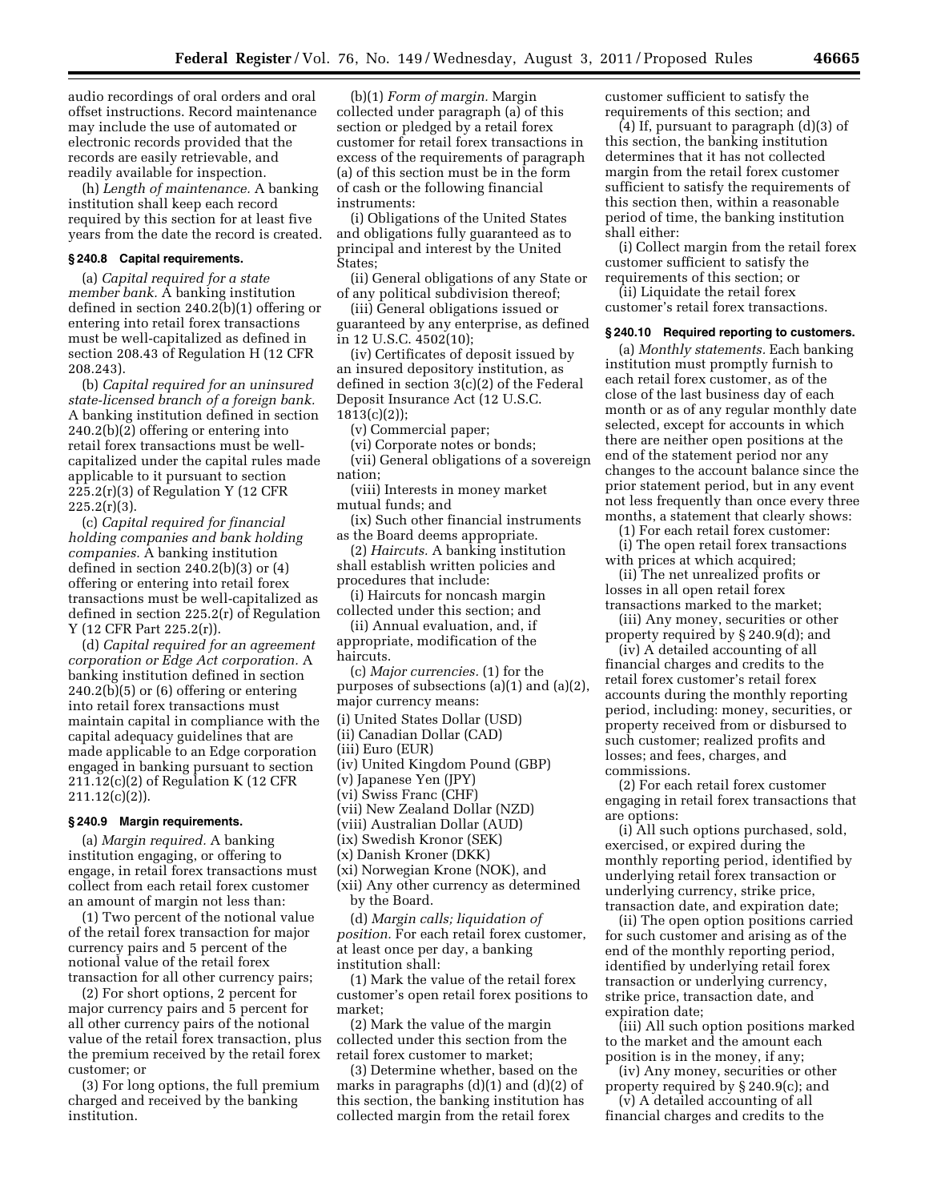audio recordings of oral orders and oral offset instructions. Record maintenance may include the use of automated or electronic records provided that the records are easily retrievable, and readily available for inspection.

(h) *Length of maintenance.* A banking institution shall keep each record required by this section for at least five years from the date the record is created.

### § 240.8 Capital requirements.

(a) *Capital required for a state member bank.* A banking institution defined in section 240.2(b)(1) offering or entering into retail forex transactions must be well-capitalized as defined in section 208.43 of Regulation H (12 CFR 208.243).

(b) *Capital required for an uninsured state-licensed branch of a foreign bank.* A banking institution defined in section 240.2(b)(2) offering or entering into retail forex transactions must be well-capitalized under the capital rules made applicable to it pursuant to section 225.2(r)(3) of Regulation Y (12 CFR 225.2(r)(3).

(c) *Capital required for financial holding companies and bank holding companies.* A banking institution defined in section 240.2(b)(3) or (4) offering or entering into retail forex transactions must be well-capitalized as defined in section 225.2(r) of Regulation Y (12 CFR Part 225.2(r)).

(d) *Capital required for an agreement corporation or Edge Act corporation.* A banking institution defined in section 240.2(b)(5) or (6) offering or entering into retail forex transactions must maintain capital in compliance with the capital adequacy guidelines that are made applicable to an Edge corporation engaged in banking pursuant to section 211.12(c)(2) of Regulation K (12 CFR 211.12(c)(2)).

### § 240.9 Margin requirements.

(a) *Margin required.* A banking institution engaging, or offering to engage, in retail forex transactions must collect from each retail forex customer an amount of margin not less than:

(1) Two percent of the notional value of the retail forex transaction for major currency pairs and 5 percent of the notional value of the retail forex transaction for all other currency pairs;

(2) For short options, 2 percent for major currency pairs and 5 percent for all other currency pairs of the notional value of the retail forex transaction, plus the premium received by the retail forex customer; or

(3) For long options, the full premium charged and received by the banking institution.

(b)(1) *Form of margin.* Margin collected under paragraph (a) of this section or pledged by a retail forex customer for retail forex transactions in excess of the requirements of paragraph (a) of this section must be in the form of cash or the following financial instruments:

(i) Obligations of the United States and obligations fully guaranteed as to principal and interest by the United States;

(ii) General obligations of any State or of any political subdivision thereof;

(iii) General obligations issued or guaranteed by any enterprise, as defined in 12 U.S.C. 4502(10);

(iv) Certificates of deposit issued by an insured depository institution, as defined in section 3(c)(2) of the Federal Deposit Insurance Act (12 U.S.C. 1813(c)(2));

(v) Commercial paper;

(vi) Corporate notes or bonds;

(vii) General obligations of a sovereign nation;

(viii) Interests in money market mutual funds; and

(ix) Such other financial instruments as the Board deems appropriate.

(2) *Haircuts.* A banking institution shall establish written policies and procedures that include:

(i) Haircuts for noncash margin collected under this section; and

(ii) Annual evaluation, and, if appropriate, modification of the haircuts.

(c) *Major currencies.* (1) for the purposes of subsections (a)(1) and (a)(2), major currency means:

(i) United States Dollar (USD)
(ii) Canadian Dollar (CAD)
(iii) Euro (EUR)
(iv) United Kingdom Pound (GBP)
(v) Japanese Yen (JPY)
(vi) Swiss Franc (CHF)
(vii) New Zealand Dollar (NZD)
(viii) Australian Dollar (AUD)
(ix) Swedish Kronor (SEK)
(x) Danish Kroner (DKK)
(xi) Norwegian Krone (NOK), and
(xii) Any other currency as determined by the Board.

(d) *Margin calls; liquidation of position.* For each retail forex customer, at least once per day, a banking institution shall:

(1) Mark the value of the retail forex customer's open retail forex positions to market;

(2) Mark the value of the margin collected under this section from the retail forex customer to market;

(3) Determine whether, based on the marks in paragraphs (d)(1) and (d)(2) of this section, the banking institution has collected margin from the retail forex customer sufficient to satisfy the requirements of this section; and

(4) If, pursuant to paragraph (d)(3) of this section, the banking institution determines that it has not collected margin from the retail forex customer sufficient to satisfy the requirements of this section then, within a reasonable period of time, the banking institution shall either:

(i) Collect margin from the retail forex customer sufficient to satisfy the requirements of this section; or

(ii) Liquidate the retail forex customer's retail forex transactions.

### § 240.10 Required reporting to customers.

(a) *Monthly statements.* Each banking institution must promptly furnish to each retail forex customer, as of the close of the last business day of each month or as of any regular monthly date selected, except for accounts in which there are neither open positions at the end of the statement period nor any changes to the account balance since the prior statement period, but in any event not less frequently than once every three months, a statement that clearly shows:

(1) For each retail forex customer:

(i) The open retail forex transactions with prices at which acquired;

(ii) The net unrealized profits or losses in all open retail forex transactions marked to the market;

(iii) Any money, securities or other property required by § 240.9(d); and

(iv) A detailed accounting of all financial charges and credits to the retail forex customer's retail forex accounts during the monthly reporting period, including: money, securities, or property received from or disbursed to such customer; realized profits and losses; and fees, charges, and commissions.

(2) For each retail forex customer engaging in retail forex transactions that are options:

(i) All such options purchased, sold, exercised, or expired during the monthly reporting period, identified by underlying retail forex transaction or underlying currency, strike price, transaction date, and expiration date;

(ii) The open option positions carried for such customer and arising as of the end of the monthly reporting period, identified by underlying retail forex transaction or underlying currency, strike price, transaction date, and expiration date;

(iii) All such option positions marked to the market and the amount each position is in the money, if any;

(iv) Any money, securities or other property required by § 240.9(c); and

(v) A detailed accounting of all financial charges and credits to the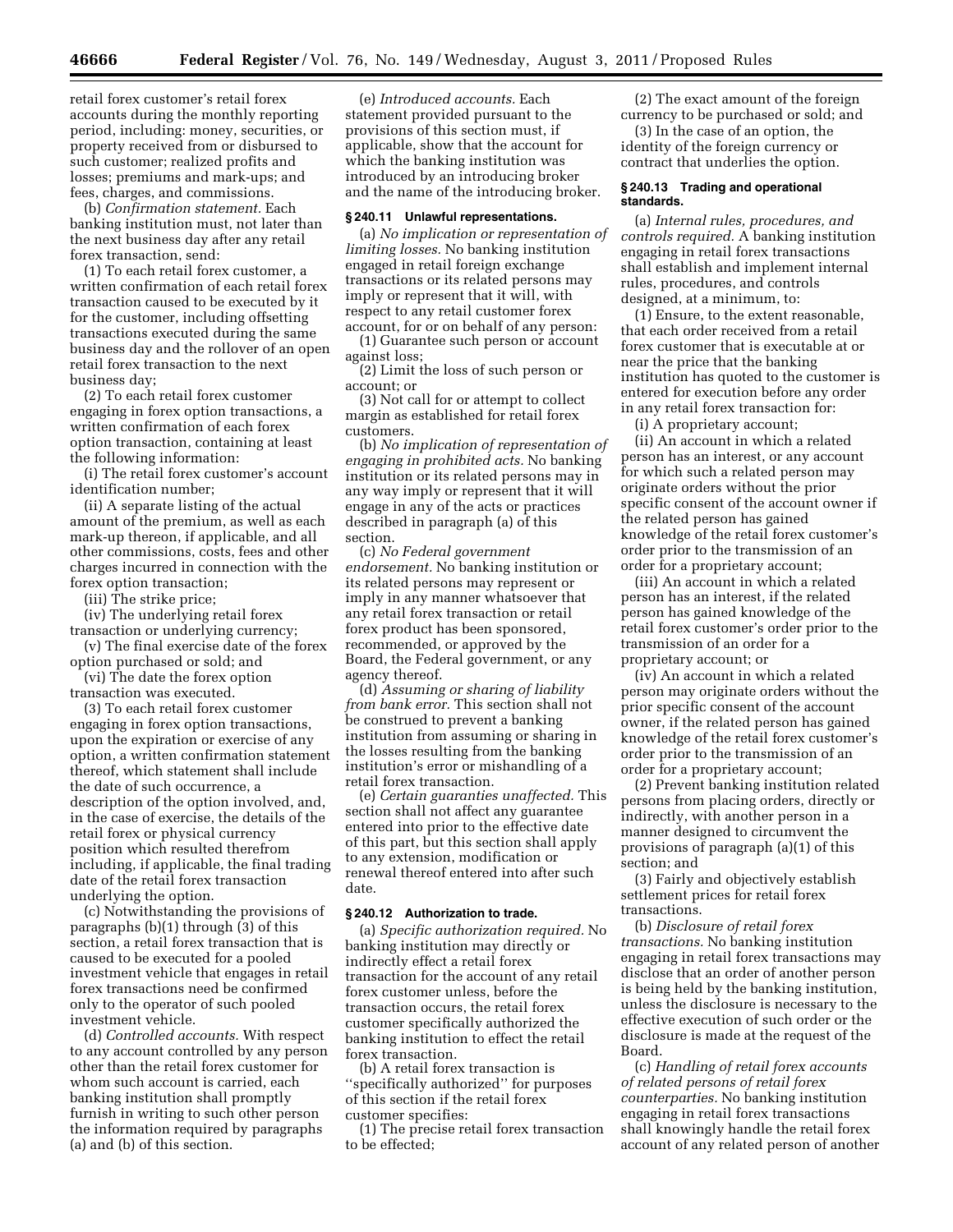retail forex customer's retail forex accounts during the monthly reporting period, including: money, securities, or property received from or disbursed to such customer; realized profits and losses; premiums and mark-ups; and fees, charges, and commissions.

(b) *Confirmation statement.* Each banking institution must, not later than the next business day after any retail forex transaction, send:

(1) To each retail forex customer, a written confirmation of each retail forex transaction caused to be executed by it for the customer, including offsetting transactions executed during the same business day and the rollover of an open retail forex transaction to the next business day;

(2) To each retail forex customer engaging in forex option transactions, a written confirmation of each forex option transaction, containing at least the following information:

(i) The retail forex customer's account identification number;

(ii) A separate listing of the actual amount of the premium, as well as each mark-up thereon, if applicable, and all other commissions, costs, fees and other charges incurred in connection with the forex option transaction;

(iii) The strike price;

(iv) The underlying retail forex transaction or underlying currency;

(v) The final exercise date of the forex option purchased or sold; and

(vi) The date the forex option transaction was executed.

(3) To each retail forex customer engaging in forex option transactions, upon the expiration or exercise of any option, a written confirmation statement thereof, which statement shall include the date of such occurrence, a description of the option involved, and, in the case of exercise, the details of the retail forex or physical currency position which resulted therefrom including, if applicable, the final trading date of the retail forex transaction underlying the option.

(c) Notwithstanding the provisions of paragraphs (b)(1) through (3) of this section, a retail forex transaction that is caused to be executed for a pooled investment vehicle that engages in retail forex transactions need be confirmed only to the operator of such pooled investment vehicle.

(d) *Controlled accounts.* With respect to any account controlled by any person other than the retail forex customer for whom such account is carried, each banking institution shall promptly furnish in writing to such other person the information required by paragraphs (a) and (b) of this section.

(e) *Introduced accounts.* Each statement provided pursuant to the provisions of this section must, if applicable, show that the account for which the banking institution was introduced by an introducing broker and the name of the introducing broker.

### § 240.11 Unlawful representations.

(a) *No implication or representation of limiting losses.* No banking institution engaged in retail foreign exchange transactions or its related persons may imply or represent that it will, with respect to any retail customer forex account, for or on behalf of any person:

(1) Guarantee such person or account against loss;

(2) Limit the loss of such person or account; or

(3) Not call for or attempt to collect margin as established for retail forex customers.

(b) *No implication of representation of engaging in prohibited acts.* No banking institution or its related persons may in any way imply or represent that it will engage in any of the acts or practices described in paragraph (a) of this section.

(c) *No Federal government endorsement.* No banking institution or its related persons may represent or imply in any manner whatsoever that any retail forex transaction or retail forex product has been sponsored, recommended, or approved by the Board, the Federal government, or any agency thereof.

(d) *Assuming or sharing of liability from bank error.* This section shall not be construed to prevent a banking institution from assuming or sharing in the losses resulting from the banking institution's error or mishandling of a retail forex transaction.

(e) *Certain guaranties unaffected.* This section shall not affect any guarantee entered into prior to the effective date of this part, but this section shall apply to any extension, modification or renewal thereof entered into after such date.

### § 240.12 Authorization to trade.

(a) *Specific authorization required.* No banking institution may directly or indirectly effect a retail forex transaction for the account of any retail forex customer unless, before the transaction occurs, the retail forex customer specifically authorized the banking institution to effect the retail forex transaction.

(b) A retail forex transaction is "specifically authorized" for purposes of this section if the retail forex customer specifies:

(1) The precise retail forex transaction to be effected;

(2) The exact amount of the foreign currency to be purchased or sold; and

(3) In the case of an option, the identity of the foreign currency or contract that underlies the option.

### § 240.13 Trading and operational standards.

(a) *Internal rules, procedures, and controls required.* A banking institution engaging in retail forex transactions shall establish and implement internal rules, procedures, and controls designed, at a minimum, to:

(1) Ensure, to the extent reasonable, that each order received from a retail forex customer that is executable at or near the price that the banking institution has quoted to the customer is entered for execution before any order in any retail forex transaction for:

(i) A proprietary account;

(ii) An account in which a related person has an interest, or any account for which such a related person may originate orders without the prior specific consent of the account owner if the related person has gained knowledge of the retail forex customer's order prior to the transmission of an order for a proprietary account;

(iii) An account in which a related person has an interest, if the related person has gained knowledge of the retail forex customer's order prior to the transmission of an order for a proprietary account; or

(iv) An account in which a related person may originate orders without the prior specific consent of the account owner, if the related person has gained knowledge of the retail forex customer's order prior to the transmission of an order for a proprietary account;

(2) Prevent banking institution related persons from placing orders, directly or indirectly, with another person in a manner designed to circumvent the provisions of paragraph (a)(1) of this section; and

(3) Fairly and objectively establish settlement prices for retail forex transactions.

(b) *Disclosure of retail forex transactions.* No banking institution engaging in retail forex transactions may disclose that an order of another person is being held by the banking institution, unless the disclosure is necessary to the effective execution of such order or the disclosure is made at the request of the Board.

(c) *Handling of retail forex accounts of related persons of retail forex counterparties.* No banking institution engaging in retail forex transactions shall knowingly handle the retail forex account of any related person of another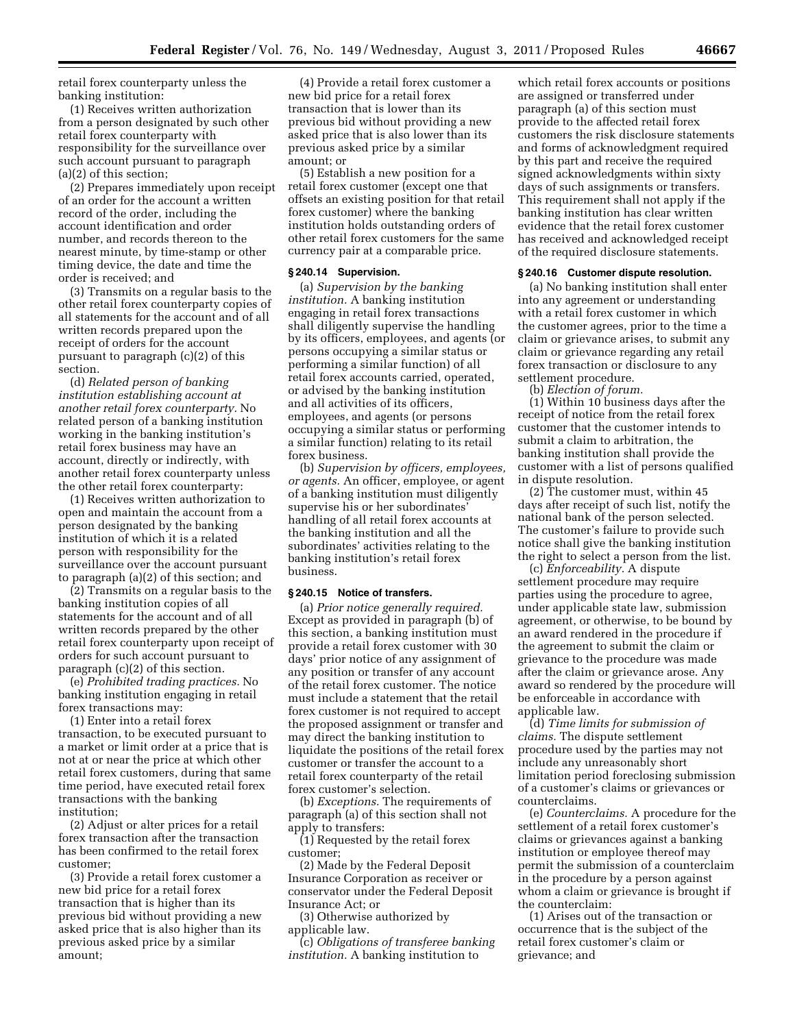retail forex counterparty unless the banking institution:

(1) Receives written authorization from a person designated by such other retail forex counterparty with responsibility for the surveillance over such account pursuant to paragraph (a)(2) of this section;

(2) Prepares immediately upon receipt of an order for the account a written record of the order, including the account identification and order number, and records thereon to the nearest minute, by time-stamp or other timing device, the date and time the order is received; and

(3) Transmits on a regular basis to the other retail forex counterparty copies of all statements for the account and of all written records prepared upon the receipt of orders for the account pursuant to paragraph (c)(2) of this section.

(d) *Related person of banking institution establishing account at another retail forex counterparty.* No related person of a banking institution working in the banking institution's retail forex business may have an account, directly or indirectly, with another retail forex counterparty unless the other retail forex counterparty:

(1) Receives written authorization to open and maintain the account from a person designated by the banking institution of which it is a related person with responsibility for the surveillance over the account pursuant to paragraph (a)(2) of this section; and

(2) Transmits on a regular basis to the banking institution copies of all statements for the account and of all written records prepared by the other retail forex counterparty upon receipt of orders for such account pursuant to paragraph (c)(2) of this section.

(e) *Prohibited trading practices.* No banking institution engaging in retail forex transactions may:

(1) Enter into a retail forex transaction, to be executed pursuant to a market or limit order at a price that is not at or near the price at which other retail forex customers, during that same time period, have executed retail forex transactions with the banking institution;

(2) Adjust or alter prices for a retail forex transaction after the transaction has been confirmed to the retail forex customer;

(3) Provide a retail forex customer a new bid price for a retail forex transaction that is higher than its previous bid without providing a new asked price that is also higher than its previous asked price by a similar amount;

(4) Provide a retail forex customer a new bid price for a retail forex transaction that is lower than its previous bid without providing a new asked price that is also lower than its previous asked price by a similar amount; or

(5) Establish a new position for a retail forex customer (except one that offsets an existing position for that retail forex customer) where the banking institution holds outstanding orders of other retail forex customers for the same currency pair at a comparable price.

### § 240.14 Supervision.

(a) *Supervision by the banking institution.* A banking institution engaging in retail forex transactions shall diligently supervise the handling by its officers, employees, and agents (or persons occupying a similar status or performing a similar function) of all retail forex accounts carried, operated, or advised by the banking institution and all activities of its officers, employees, and agents (or persons occupying a similar status or performing a similar function) relating to its retail forex business.

(b) *Supervision by officers, employees, or agents.* An officer, employee, or agent of a banking institution must diligently supervise his or her subordinates' handling of all retail forex accounts at the banking institution and all the subordinates' activities relating to the banking institution's retail forex business.

### § 240.15 Notice of transfers.

(a) *Prior notice generally required.* Except as provided in paragraph (b) of this section, a banking institution must provide a retail forex customer with 30 days' prior notice of any assignment of any position or transfer of any account of the retail forex customer. The notice must include a statement that the retail forex customer is not required to accept the proposed assignment or transfer and may direct the banking institution to liquidate the positions of the retail forex customer or transfer the account to a retail forex counterparty of the retail forex customer's selection.

(b) *Exceptions.* The requirements of paragraph (a) of this section shall not apply to transfers:

(1) Requested by the retail forex customer;

(2) Made by the Federal Deposit Insurance Corporation as receiver or conservator under the Federal Deposit Insurance Act; or

(3) Otherwise authorized by applicable law.

(c) *Obligations of transferee banking institution.* A banking institution to which retail forex accounts or positions are assigned or transferred under paragraph (a) of this section must provide to the affected retail forex customers the risk disclosure statements and forms of acknowledgment required by this part and receive the required signed acknowledgments within sixty days of such assignments or transfers. This requirement shall not apply if the banking institution has clear written evidence that the retail forex customer has received and acknowledged receipt of the required disclosure statements.

### § 240.16 Customer dispute resolution.

(a) No banking institution shall enter into any agreement or understanding with a retail forex customer in which the customer agrees, prior to the time a claim or grievance arises, to submit any claim or grievance regarding any retail forex transaction or disclosure to any settlement procedure.

(b) *Election of forum.*

(1) Within 10 business days after the receipt of notice from the retail forex customer that the customer intends to submit a claim to arbitration, the banking institution shall provide the customer with a list of persons qualified in dispute resolution.

(2) The customer must, within 45 days after receipt of such list, notify the national bank of the person selected. The customer's failure to provide such notice shall give the banking institution the right to select a person from the list.

(c) *Enforceability.* A dispute settlement procedure may require parties using the procedure to agree, under applicable state law, submission agreement, or otherwise, to be bound by an award rendered in the procedure if the agreement to submit the claim or grievance to the procedure was made after the claim or grievance arose. Any award so rendered by the procedure will be enforceable in accordance with applicable law.

(d) *Time limits for submission of claims.* The dispute settlement procedure used by the parties may not include any unreasonably short limitation period foreclosing submission of a customer's claims or grievances or counterclaims.

(e) *Counterclaims.* A procedure for the settlement of a retail forex customer's claims or grievances against a banking institution or employee thereof may permit the submission of a counterclaim in the procedure by a person against whom a claim or grievance is brought if the counterclaim:

(1) Arises out of the transaction or occurrence that is the subject of the retail forex customer's claim or grievance; and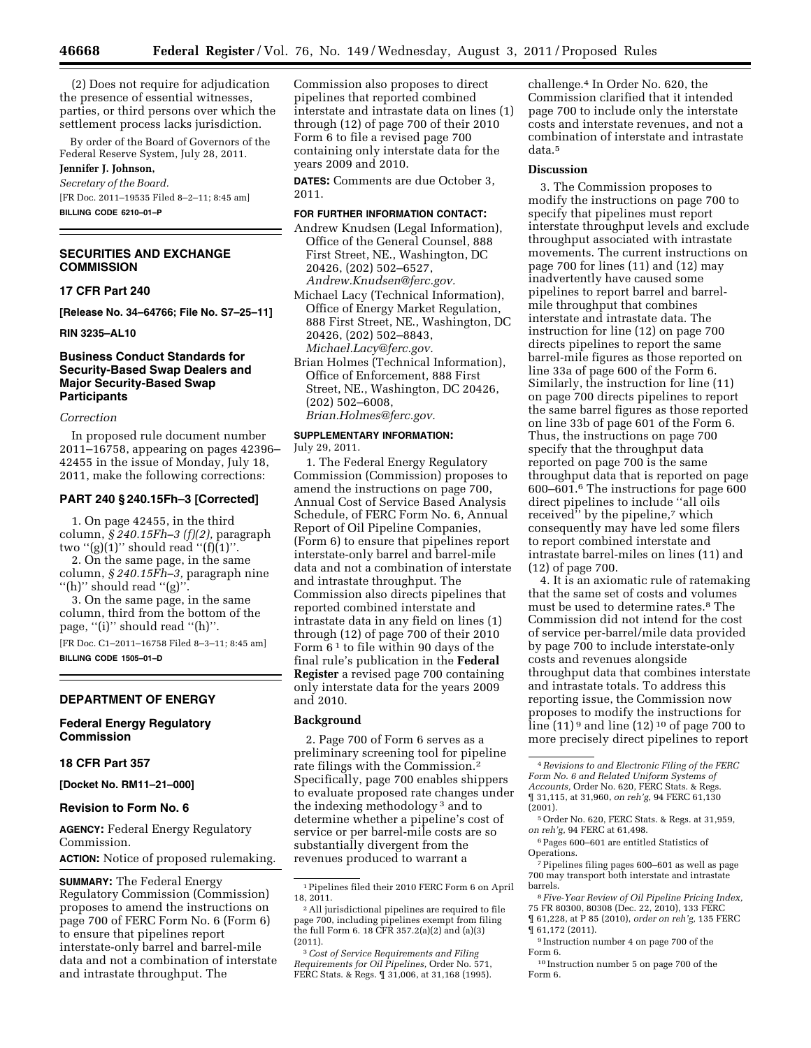(2) Does not require for adjudication the presence of essential witnesses, parties, or third persons over which the settlement process lacks jurisdiction.

By order of the Board of Governors of the Federal Reserve System, July 28, 2011.

**Jennifer J. Johnson,**

*Secretary of the Board.*

[FR Doc. 2011–19535 Filed 8–2–11; 8:45 am]

**BILLING CODE 6210–01–P**

## SECURITIES AND EXCHANGE COMMISSION

### 17 CFR Part 240

**[Release No. 34–64766; File No. S7–25–11]**

**RIN 3235–AL10**

### Business Conduct Standards for Security-Based Swap Dealers and Major Security-Based Swap Participants

*Correction*

In proposed rule document number 2011–16758, appearing on pages 42396–42455 in the issue of Monday, July 18, 2011, make the following corrections:

#### PART 240 § 240.15Fh–3 [Corrected]

1. On page 42455, in the third column, *§ 240.15Fh–3 (f)(2),* paragraph two ''(g)(1)'' should read ''(f)(1)''.

2. On the same page, in the same column, *§ 240.15Fh–3,* paragraph nine ''(h)'' should read ''(g)''.

3. On the same page, in the same column, third from the bottom of the page, ''(i)'' should read ''(h)''.

[FR Doc. C1–2011–16758 Filed 8–3–11; 8:45 am]

**BILLING CODE 1505–01–D**

## DEPARTMENT OF ENERGY

### Federal Energy Regulatory Commission

### 18 CFR Part 357

**[Docket No. RM11–21–000]**

### Revision to Form No. 6

**AGENCY:** Federal Energy Regulatory Commission.

**ACTION:** Notice of proposed rulemaking.

**SUMMARY:** The Federal Energy Regulatory Commission (Commission) proposes to amend the instructions on page 700 of FERC Form No. 6 (Form 6) to ensure that pipelines report interstate-only barrel and barrel-mile data and not a combination of interstate and intrastate throughput. The Commission also proposes to direct pipelines that reported combined interstate and intrastate data on lines (1) through (12) of page 700 of their 2010 Form 6 to file a revised page 700 containing only interstate data for the years 2009 and 2010.

**DATES:** Comments are due October 3, 2011.

**FOR FURTHER INFORMATION CONTACT:**

Andrew Knudsen (Legal Information), Office of the General Counsel, 888 First Street, NE., Washington, DC 20426, (202) 502–6527, *Andrew.Knudsen@ferc.gov.*

Michael Lacy (Technical Information), Office of Energy Market Regulation, 888 First Street, NE., Washington, DC 20426, (202) 502–8843, *Michael.Lacy@ferc.gov.*

Brian Holmes (Technical Information), Office of Enforcement, 888 First Street, NE., Washington, DC 20426, (202) 502–6008, *Brian.Holmes@ferc.gov.*

**SUPPLEMENTARY INFORMATION:**

July 29, 2011.

1. The Federal Energy Regulatory Commission (Commission) proposes to amend the instructions on page 700, Annual Cost of Service Based Analysis Schedule, of FERC Form No. 6, Annual Report of Oil Pipeline Companies, (Form 6) to ensure that pipelines report interstate-only barrel and barrel-mile data and not a combination of interstate and intrastate throughput. The Commission also directs pipelines that reported combined interstate and intrastate data in any field on lines (1) through (12) of page 700 of their 2010 Form 6 [1] to file within 90 days of the final rule's publication in the **Federal Register** a revised page 700 containing only interstate data for the years 2009 and 2010.

### Background

2. Page 700 of Form 6 serves as a preliminary screening tool for pipeline rate filings with the Commission.[2] Specifically, page 700 enables shippers to evaluate proposed rate changes under the indexing methodology [3] and to determine whether a pipeline's cost of service or per barrel-mile costs are so substantially divergent from the revenues produced to warrant a challenge.[4] In Order No. 620, the Commission clarified that it intended page 700 to include only the interstate costs and interstate revenues, and not a combination of interstate and intrastate data.[5]

### Discussion

3. The Commission proposes to modify the instructions on page 700 to specify that pipelines must report interstate throughput levels and exclude throughput associated with intrastate movements. The current instructions on page 700 for lines (11) and (12) may inadvertently have caused some pipelines to report barrel and barrel-mile throughput that combines interstate and intrastate data. The instruction for line (12) on page 700 directs pipelines to report the same barrel-mile figures as those reported on line 33a of page 600 of the Form 6. Similarly, the instruction for line (11) on page 700 directs pipelines to report the same barrel figures as those reported on line 33b of page 601 of the Form 6. Thus, the instructions on page 700 specify that the throughput data reported on page 700 is the same throughput data that is reported on page 600–601.[6] The instructions for page 600 direct pipelines to include ''all oils received'' by the pipeline,[7] which consequently may have led some filers to report combined interstate and intrastate barrel-miles on lines (11) and (12) of page 700.

4. It is an axiomatic rule of ratemaking that the same set of costs and volumes must be used to determine rates.[8] The Commission did not intend for the cost of service per-barrel/mile data provided by page 700 to include interstate-only costs and revenues alongside throughput data that combines interstate and intrastate totals. To address this reporting issue, the Commission now proposes to modify the instructions for line (11) [9] and line (12) [10] of page 700 to more precisely direct pipelines to report

---

[1] Pipelines filed their 2010 FERC Form 6 on April 18, 2011.

[2] All jurisdictional pipelines are required to file page 700, including pipelines exempt from filing the full Form 6. 18 CFR 357.2(a)(2) and (a)(3) (2011).

[3] *Cost of Service Requirements and Filing Requirements for Oil Pipelines,* Order No. 571, FERC Stats. & Regs. ¶ 31,006, at 31,168 (1995).

[4] *Revisions to and Electronic Filing of the FERC Form No. 6 and Related Uniform Systems of Accounts,* Order No. 620, FERC Stats. & Regs. ¶ 31,115, at 31,960, *on reh'g,* 94 FERC ¶ 61,130 (2001).

[5] Order No. 620, FERC Stats. & Regs. at 31,959, *on reh'g,* 94 FERC at 61,498.

[6] Pages 600–601 are entitled Statistics of Operations.

[7] Pipelines filing pages 600–601 as well as page 700 may transport both interstate and intrastate barrels.

[8] *Five-Year Review of Oil Pipeline Pricing Index,* 75 FR 80300, 80308 (Dec. 22, 2010), 133 FERC ¶ 61,228, at P 85 (2010), *order on reh'g,* 135 FERC ¶ 61,172 (2011).

[9] Instruction number 4 on page 700 of the Form 6.

[10] Instruction number 5 on page 700 of the Form 6.